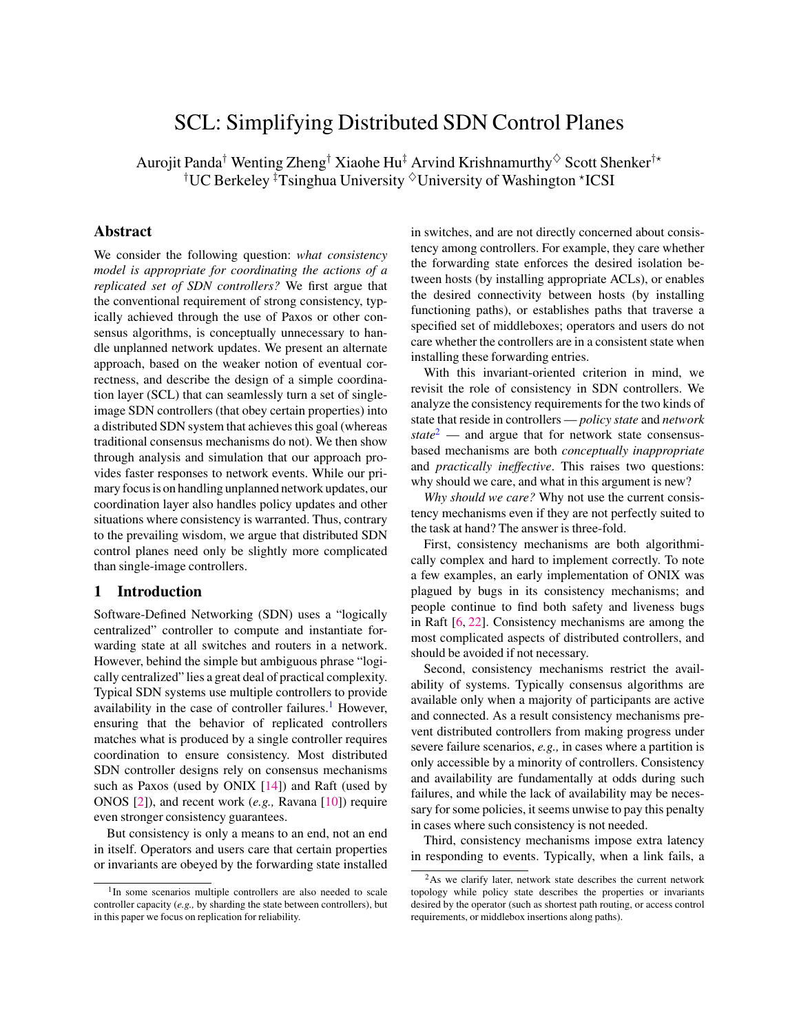# SCL: Simplifying Distributed SDN Control Planes

Aurojit Panda[†] Wenting Zheng[†] Xiaohe Hu[‡] Arvind Krishnamurthy[♢] Scott Shenker[†⋆]
[†]UC Berkeley [‡]Tsinghua University [♢]University of Washington [⋆]ICSI

## Abstract

We consider the following question: *what consistency model is appropriate for coordinating the actions of a replicated set of SDN controllers?* We first argue that the conventional requirement of strong consistency, typically achieved through the use of Paxos or other consensus algorithms, is conceptually unnecessary to handle unplanned network updates. We present an alternate approach, based on the weaker notion of eventual correctness, and describe the design of a simple coordination layer (SCL) that can seamlessly turn a set of single-image SDN controllers (that obey certain properties) into a distributed SDN system that achieves this goal (whereas traditional consensus mechanisms do not). We then show through analysis and simulation that our approach provides faster responses to network events. While our primary focus is on handling unplanned network updates, our coordination layer also handles policy updates and other situations where consistency is warranted. Thus, contrary to the prevailing wisdom, we argue that distributed SDN control planes need only be slightly more complicated than single-image controllers.

## 1 Introduction

Software-Defined Networking (SDN) uses a "logically centralized" controller to compute and instantiate forwarding state at all switches and routers in a network. However, behind the simple but ambiguous phrase "logically centralized" lies a great deal of practical complexity. Typical SDN systems use multiple controllers to provide availability in the case of controller failures.[1] However, ensuring that the behavior of replicated controllers matches what is produced by a single controller requires coordination to ensure consistency. Most distributed SDN controller designs rely on consensus mechanisms such as Paxos (used by ONIX [14]) and Raft (used by ONOS [2]), and recent work (*e.g.,* Ravana [10]) require even stronger consistency guarantees.

But consistency is only a means to an end, not an end in itself. Operators and users care that certain properties or invariants are obeyed by the forwarding state installed in switches, and are not directly concerned about consistency among controllers. For example, they care whether the forwarding state enforces the desired isolation between hosts (by installing appropriate ACLs), or enables the desired connectivity between hosts (by installing functioning paths), or establishes paths that traverse a specified set of middleboxes; operators and users do not care whether the controllers are in a consistent state when installing these forwarding entries.

With this invariant-oriented criterion in mind, we revisit the role of consistency in SDN controllers. We analyze the consistency requirements for the two kinds of state that reside in controllers — *policy state* and *network state*[2] — and argue that for network state consensus-based mechanisms are both *conceptually inappropriate* and *practically ineffective*. This raises two questions: why should we care, and what in this argument is new?

*Why should we care?* Why not use the current consistency mechanisms even if they are not perfectly suited to the task at hand? The answer is three-fold.

First, consistency mechanisms are both algorithmically complex and hard to implement correctly. To note a few examples, an early implementation of ONIX was plagued by bugs in its consistency mechanisms; and people continue to find both safety and liveness bugs in Raft [6, 22]. Consistency mechanisms are among the most complicated aspects of distributed controllers, and should be avoided if not necessary.

Second, consistency mechanisms restrict the availability of systems. Typically consensus algorithms are available only when a majority of participants are active and connected. As a result consistency mechanisms prevent distributed controllers from making progress under severe failure scenarios, *e.g.,* in cases where a partition is only accessible by a minority of controllers. Consistency and availability are fundamentally at odds during such failures, and while the lack of availability may be necessary for some policies, it seems unwise to pay this penalty in cases where such consistency is not needed.

Third, consistency mechanisms impose extra latency in responding to events. Typically, when a link fails, a

[1] In some scenarios multiple controllers are also needed to scale controller capacity (*e.g.,* by sharding the state between controllers), but in this paper we focus on replication for reliability.

[2] As we clarify later, network state describes the current network topology while policy state describes the properties or invariants desired by the operator (such as shortest path routing, or access control requirements, or middlebox insertions along paths).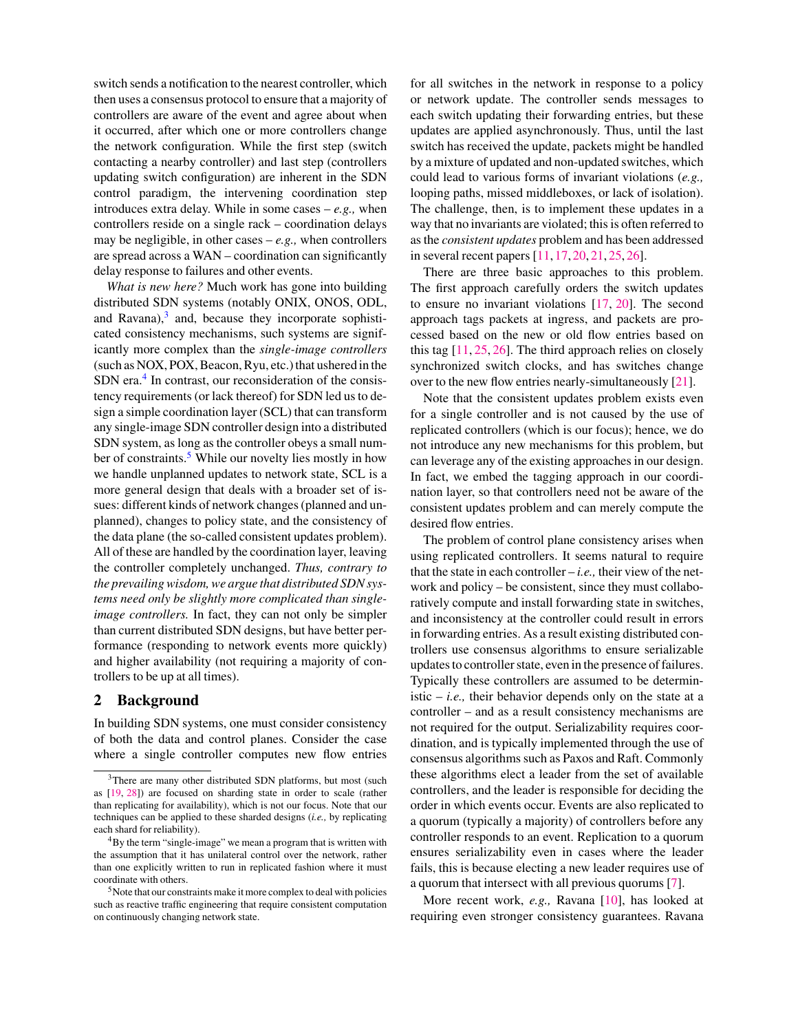switch sends a notification to the nearest controller, which then uses a consensus protocol to ensure that a majority of controllers are aware of the event and agree about when it occurred, after which one or more controllers change the network configuration. While the first step (switch contacting a nearby controller) and last step (controllers updating switch configuration) are inherent in the SDN control paradigm, the intervening coordination step introduces extra delay. While in some cases – *e.g.,* when controllers reside on a single rack – coordination delays may be negligible, in other cases – *e.g.,* when controllers are spread across a WAN – coordination can significantly delay response to failures and other events.

*What is new here?* Much work has gone into building distributed SDN systems (notably ONIX, ONOS, ODL, and Ravana),[3] and, because they incorporate sophisticated consistency mechanisms, such systems are significantly more complex than the *single-image controllers* (such as NOX, POX, Beacon, Ryu, etc.) that ushered in the SDN era.[4] In contrast, our reconsideration of the consistency requirements (or lack thereof) for SDN led us to design a simple coordination layer (SCL) that can transform any single-image SDN controller design into a distributed SDN system, as long as the controller obeys a small number of constraints.[5] While our novelty lies mostly in how we handle unplanned updates to network state, SCL is a more general design that deals with a broader set of issues: different kinds of network changes (planned and unplanned), changes to policy state, and the consistency of the data plane (the so-called consistent updates problem). All of these are handled by the coordination layer, leaving the controller completely unchanged. *Thus, contrary to the prevailing wisdom, we argue that distributed SDN systems need only be slightly more complicated than single-image controllers.* In fact, they can not only be simpler than current distributed SDN designs, but have better performance (responding to network events more quickly) and higher availability (not requiring a majority of controllers to be up at all times).

## 2 Background

In building SDN systems, one must consider consistency of both the data and control planes. Consider the case where a single controller computes new flow entries for all switches in the network in response to a policy or network update. The controller sends messages to each switch updating their forwarding entries, but these updates are applied asynchronously. Thus, until the last switch has received the update, packets might be handled by a mixture of updated and non-updated switches, which could lead to various forms of invariant violations (*e.g.,* looping paths, missed middleboxes, or lack of isolation). The challenge, then, is to implement these updates in a way that no invariants are violated; this is often referred to as the *consistent updates* problem and has been addressed in several recent papers [11, 17, 20, 21, 25, 26].

There are three basic approaches to this problem. The first approach carefully orders the switch updates to ensure no invariant violations [17, 20]. The second approach tags packets at ingress, and packets are processed based on the new or old flow entries based on this tag [11, 25, 26]. The third approach relies on closely synchronized switch clocks, and has switches change over to the new flow entries nearly-simultaneously [21].

Note that the consistent updates problem exists even for a single controller and is not caused by the use of replicated controllers (which is our focus); hence, we do not introduce any new mechanisms for this problem, but can leverage any of the existing approaches in our design. In fact, we embed the tagging approach in our coordination layer, so that controllers need not be aware of the consistent updates problem and can merely compute the desired flow entries.

The problem of control plane consistency arises when using replicated controllers. It seems natural to require that the state in each controller – *i.e.,* their view of the network and policy – be consistent, since they must collaboratively compute and install forwarding state in switches, and inconsistency at the controller could result in errors in forwarding entries. As a result existing distributed controllers use consensus algorithms to ensure serializable updates to controller state, even in the presence of failures. Typically these controllers are assumed to be deterministic – *i.e.,* their behavior depends only on the state at a controller – and as a result consistency mechanisms are not required for the output. Serializability requires coordination, and is typically implemented through the use of consensus algorithms such as Paxos and Raft. Commonly these algorithms elect a leader from the set of available controllers, and the leader is responsible for deciding the order in which events occur. Events are also replicated to a quorum (typically a majority) of controllers before any controller responds to an event. Replication to a quorum ensures serializability even in cases where the leader fails, this is because electing a new leader requires use of a quorum that intersect with all previous quorums [7].

More recent work, *e.g.,* Ravana [10], has looked at requiring even stronger consistency guarantees. Ravana

---

[3] There are many other distributed SDN platforms, but most (such as [19, 28]) are focused on sharding state in order to scale (rather than replicating for availability), which is not our focus. Note that our techniques can be applied to these sharded designs (*i.e.,* by replicating each shard for reliability).

[4] By the term "single-image" we mean a program that is written with the assumption that it has unilateral control over the network, rather than one explicitly written to run in replicated fashion where it must coordinate with others.

[5] Note that our constraints make it more complex to deal with policies such as reactive traffic engineering that require consistent computation on continuously changing network state.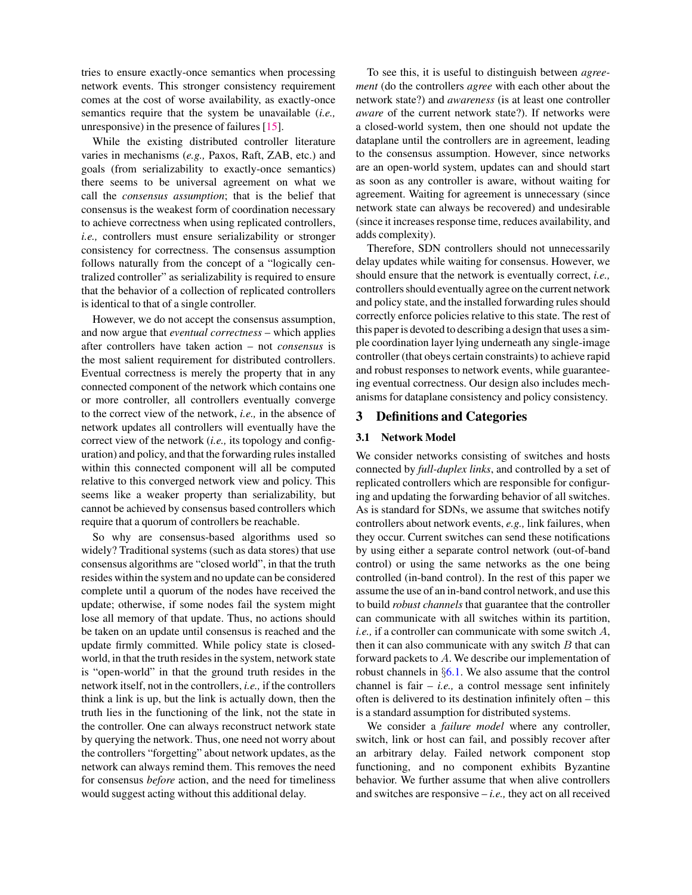tries to ensure exactly-once semantics when processing network events. This stronger consistency requirement comes at the cost of worse availability, as exactly-once semantics require that the system be unavailable (*i.e.,* unresponsive) in the presence of failures [15].

While the existing distributed controller literature varies in mechanisms (*e.g.,* Paxos, Raft, ZAB, etc.) and goals (from serializability to exactly-once semantics) there seems to be universal agreement on what we call the *consensus assumption*; that is the belief that consensus is the weakest form of coordination necessary to achieve correctness when using replicated controllers, *i.e.,* controllers must ensure serializability or stronger consistency for correctness. The consensus assumption follows naturally from the concept of a "logically centralized controller" as serializability is required to ensure that the behavior of a collection of replicated controllers is identical to that of a single controller.

However, we do not accept the consensus assumption, and now argue that *eventual correctness* – which applies after controllers have taken action – not *consensus* is the most salient requirement for distributed controllers. Eventual correctness is merely the property that in any connected component of the network which contains one or more controller, all controllers eventually converge to the correct view of the network, *i.e.,* in the absence of network updates all controllers will eventually have the correct view of the network (*i.e.,* its topology and configuration) and policy, and that the forwarding rules installed within this connected component will all be computed relative to this converged network view and policy. This seems like a weaker property than serializability, but cannot be achieved by consensus based controllers which require that a quorum of controllers be reachable.

So why are consensus-based algorithms used so widely? Traditional systems (such as data stores) that use consensus algorithms are "closed world", in that the truth resides within the system and no update can be considered complete until a quorum of the nodes have received the update; otherwise, if some nodes fail the system might lose all memory of that update. Thus, no actions should be taken on an update until consensus is reached and the update firmly committed. While policy state is closed-world, in that the truth resides in the system, network state is "open-world" in that the ground truth resides in the network itself, not in the controllers, *i.e.,* if the controllers think a link is up, but the link is actually down, then the truth lies in the functioning of the link, not the state in the controller. One can always reconstruct network state by querying the network. Thus, one need not worry about the controllers "forgetting" about network updates, as the network can always remind them. This removes the need for consensus *before* action, and the need for timeliness would suggest acting without this additional delay.

To see this, it is useful to distinguish between *agreement* (do the controllers *agree* with each other about the network state?) and *awareness* (is at least one controller *aware* of the current network state?). If networks were a closed-world system, then one should not update the dataplane until the controllers are in agreement, leading to the consensus assumption. However, since networks are an open-world system, updates can and should start as soon as any controller is aware, without waiting for agreement. Waiting for agreement is unnecessary (since network state can always be recovered) and undesirable (since it increases response time, reduces availability, and adds complexity).

Therefore, SDN controllers should not unnecessarily delay updates while waiting for consensus. However, we should ensure that the network is eventually correct, *i.e.,* controllers should eventually agree on the current network and policy state, and the installed forwarding rules should correctly enforce policies relative to this state. The rest of this paper is devoted to describing a design that uses a simple coordination layer lying underneath any single-image controller (that obeys certain constraints) to achieve rapid and robust responses to network events, while guaranteeing eventual correctness. Our design also includes mechanisms for dataplane consistency and policy consistency.

## 3 Definitions and Categories

### 3.1 Network Model

We consider networks consisting of switches and hosts connected by *full-duplex links*, and controlled by a set of replicated controllers which are responsible for configuring and updating the forwarding behavior of all switches. As is standard for SDNs, we assume that switches notify controllers about network events, *e.g.,* link failures, when they occur. Current switches can send these notifications by using either a separate control network (out-of-band control) or using the same networks as the one being controlled (in-band control). In the rest of this paper we assume the use of an in-band control network, and use this to build *robust channels* that guarantee that the controller can communicate with all switches within its partition, *i.e.,* if a controller can communicate with some switch $A$, then it can also communicate with any switch $B$ that can forward packets to $A$. We describe our implementation of robust channels in §6.1. We also assume that the control channel is fair – *i.e.,* a control message sent infinitely often is delivered to its destination infinitely often – this is a standard assumption for distributed systems.

We consider a *failure model* where any controller, switch, link or host can fail, and possibly recover after an arbitrary delay. Failed network component stop functioning, and no component exhibits Byzantine behavior. We further assume that when alive controllers and switches are responsive – *i.e.,* they act on all received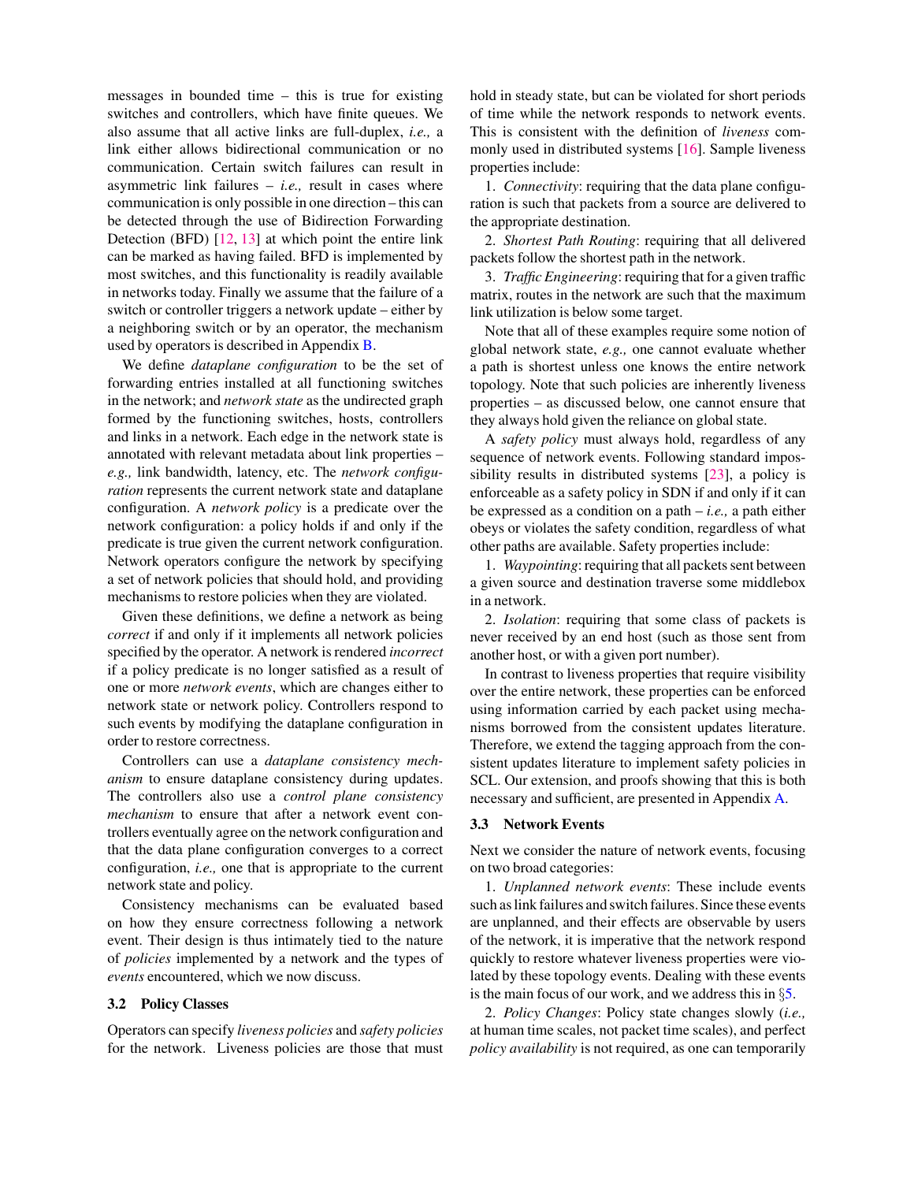messages in bounded time – this is true for existing switches and controllers, which have finite queues. We also assume that all active links are full-duplex, *i.e.,* a link either allows bidirectional communication or no communication. Certain switch failures can result in asymmetric link failures – *i.e.,* result in cases where communication is only possible in one direction – this can be detected through the use of Bidirection Forwarding Detection (BFD) [12, 13] at which point the entire link can be marked as having failed. BFD is implemented by most switches, and this functionality is readily available in networks today. Finally we assume that the failure of a switch or controller triggers a network update – either by a neighboring switch or by an operator, the mechanism used by operators is described in Appendix B.

We define *dataplane configuration* to be the set of forwarding entries installed at all functioning switches in the network; and *network state* as the undirected graph formed by the functioning switches, hosts, controllers and links in a network. Each edge in the network state is annotated with relevant metadata about link properties – *e.g.,* link bandwidth, latency, etc. The *network configuration* represents the current network state and dataplane configuration. A *network policy* is a predicate over the network configuration: a policy holds if and only if the predicate is true given the current network configuration. Network operators configure the network by specifying a set of network policies that should hold, and providing mechanisms to restore policies when they are violated.

Given these definitions, we define a network as being *correct* if and only if it implements all network policies specified by the operator. A network is rendered *incorrect* if a policy predicate is no longer satisfied as a result of one or more *network events*, which are changes either to network state or network policy. Controllers respond to such events by modifying the dataplane configuration in order to restore correctness.

Controllers can use a *dataplane consistency mechanism* to ensure dataplane consistency during updates. The controllers also use a *control plane consistency mechanism* to ensure that after a network event controllers eventually agree on the network configuration and that the data plane configuration converges to a correct configuration, *i.e.,* one that is appropriate to the current network state and policy.

Consistency mechanisms can be evaluated based on how they ensure correctness following a network event. Their design is thus intimately tied to the nature of *policies* implemented by a network and the types of *events* encountered, which we now discuss.

### 3.2 Policy Classes

Operators can specify *liveness policies* and *safety policies* for the network. Liveness policies are those that must hold in steady state, but can be violated for short periods of time while the network responds to network events. This is consistent with the definition of *liveness* commonly used in distributed systems [16]. Sample liveness properties include:

1. *Connectivity*: requiring that the data plane configuration is such that packets from a source are delivered to the appropriate destination.

2. *Shortest Path Routing*: requiring that all delivered packets follow the shortest path in the network.

3. *Traffic Engineering*: requiring that for a given traffic matrix, routes in the network are such that the maximum link utilization is below some target.

Note that all of these examples require some notion of global network state, *e.g.,* one cannot evaluate whether a path is shortest unless one knows the entire network topology. Note that such policies are inherently liveness properties – as discussed below, one cannot ensure that they always hold given the reliance on global state.

A *safety policy* must always hold, regardless of any sequence of network events. Following standard impossibility results in distributed systems [23], a policy is enforceable as a safety policy in SDN if and only if it can be expressed as a condition on a path – *i.e.,* a path either obeys or violates the safety condition, regardless of what other paths are available. Safety properties include:

1. *Waypointing*: requiring that all packets sent between a given source and destination traverse some middlebox in a network.

2. *Isolation*: requiring that some class of packets is never received by an end host (such as those sent from another host, or with a given port number).

In contrast to liveness properties that require visibility over the entire network, these properties can be enforced using information carried by each packet using mechanisms borrowed from the consistent updates literature. Therefore, we extend the tagging approach from the consistent updates literature to implement safety policies in SCL. Our extension, and proofs showing that this is both necessary and sufficient, are presented in Appendix A.

### 3.3 Network Events

Next we consider the nature of network events, focusing on two broad categories:

1. *Unplanned network events*: These include events such as link failures and switch failures. Since these events are unplanned, and their effects are observable by users of the network, it is imperative that the network respond quickly to restore whatever liveness properties were violated by these topology events. Dealing with these events is the main focus of our work, and we address this in §5.

2. *Policy Changes*: Policy state changes slowly (*i.e.,* at human time scales, not packet time scales), and perfect *policy availability* is not required, as one can temporarily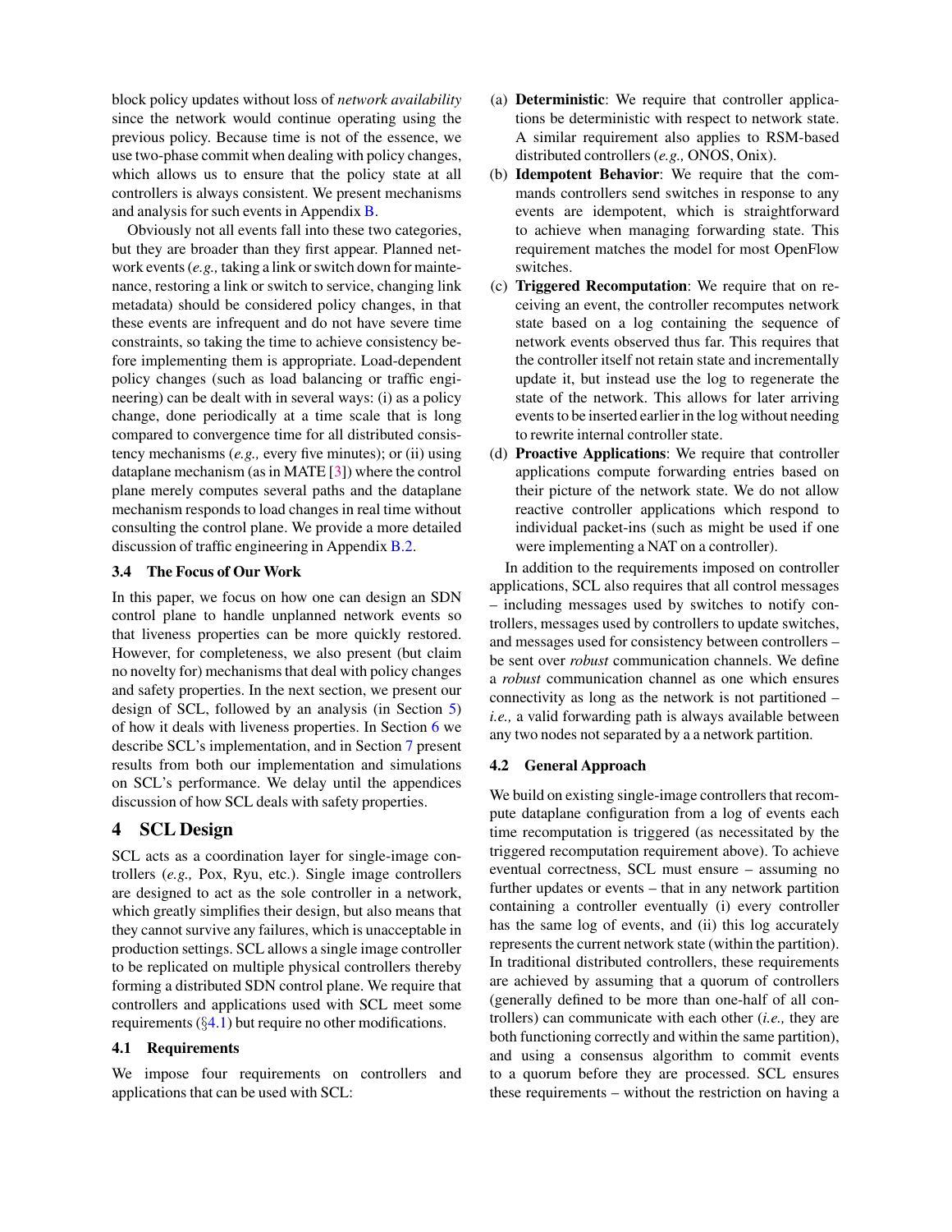block policy updates without loss of *network availability* since the network would continue operating using the previous policy. Because time is not of the essence, we use two-phase commit when dealing with policy changes, which allows us to ensure that the policy state at all controllers is always consistent. We present mechanisms and analysis for such events in Appendix B.

Obviously not all events fall into these two categories, but they are broader than they first appear. Planned network events (*e.g.,* taking a link or switch down for maintenance, restoring a link or switch to service, changing link metadata) should be considered policy changes, in that these events are infrequent and do not have severe time constraints, so taking the time to achieve consistency before implementing them is appropriate. Load-dependent policy changes (such as load balancing or traffic engineering) can be dealt with in several ways: (i) as a policy change, done periodically at a time scale that is long compared to convergence time for all distributed consistency mechanisms (*e.g.,* every five minutes); or (ii) using dataplane mechanism (as in MATE [3]) where the control plane merely computes several paths and the dataplane mechanism responds to load changes in real time without consulting the control plane. We provide a more detailed discussion of traffic engineering in Appendix B.2.

### 3.4 The Focus of Our Work

In this paper, we focus on how one can design an SDN control plane to handle unplanned network events so that liveness properties can be more quickly restored. However, for completeness, we also present (but claim no novelty for) mechanisms that deal with policy changes and safety properties. In the next section, we present our design of SCL, followed by an analysis (in Section 5) of how it deals with liveness properties. In Section 6 we describe SCL's implementation, and in Section 7 present results from both our implementation and simulations on SCL's performance. We delay until the appendices discussion of how SCL deals with safety properties.

## 4 SCL Design

SCL acts as a coordination layer for single-image controllers (*e.g.,* Pox, Ryu, etc.). Single image controllers are designed to act as the sole controller in a network, which greatly simplifies their design, but also means that they cannot survive any failures, which is unacceptable in production settings. SCL allows a single image controller to be replicated on multiple physical controllers thereby forming a distributed SDN control plane. We require that controllers and applications used with SCL meet some requirements (§4.1) but require no other modifications.

### 4.1 Requirements

We impose four requirements on controllers and applications that can be used with SCL:

(a) **Deterministic**: We require that controller applications be deterministic with respect to network state. A similar requirement also applies to RSM-based distributed controllers (*e.g.,* ONOS, Onix).

(b) **Idempotent Behavior**: We require that the commands controllers send switches in response to any events are idempotent, which is straightforward to achieve when managing forwarding state. This requirement matches the model for most OpenFlow switches.

(c) **Triggered Recomputation**: We require that on receiving an event, the controller recomputes network state based on a log containing the sequence of network events observed thus far. This requires that the controller itself not retain state and incrementally update it, but instead use the log to regenerate the state of the network. This allows for later arriving events to be inserted earlier in the log without needing to rewrite internal controller state.

(d) **Proactive Applications**: We require that controller applications compute forwarding entries based on their picture of the network state. We do not allow reactive controller applications which respond to individual packet-ins (such as might be used if one were implementing a NAT on a controller).

In addition to the requirements imposed on controller applications, SCL also requires that all control messages – including messages used by switches to notify controllers, messages used by controllers to update switches, and messages used for consistency between controllers – be sent over *robust* communication channels. We define a *robust* communication channel as one which ensures connectivity as long as the network is not partitioned – *i.e.,* a valid forwarding path is always available between any two nodes not separated by a a network partition.

### 4.2 General Approach

We build on existing single-image controllers that recompute dataplane configuration from a log of events each time recomputation is triggered (as necessitated by the triggered recomputation requirement above). To achieve eventual correctness, SCL must ensure – assuming no further updates or events – that in any network partition containing a controller eventually (i) every controller has the same log of events, and (ii) this log accurately represents the current network state (within the partition). In traditional distributed controllers, these requirements are achieved by assuming that a quorum of controllers (generally defined to be more than one-half of all controllers) can communicate with each other (*i.e.,* they are both functioning correctly and within the same partition), and using a consensus algorithm to commit events to a quorum before they are processed. SCL ensures these requirements – without the restriction on having a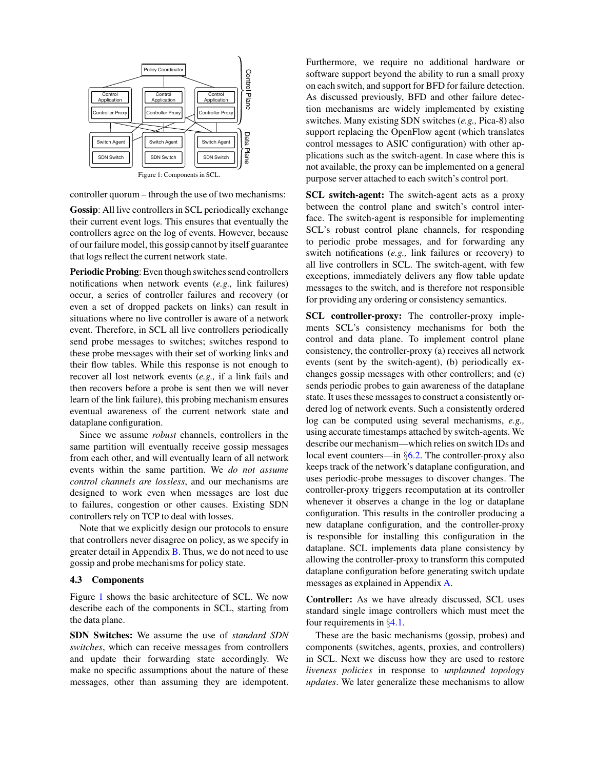Figure 1: Components in SCL.

controller quorum – through the use of two mechanisms:

**Gossip**: All live controllers in SCL periodically exchange their current event logs. This ensures that eventually the controllers agree on the log of events. However, because of our failure model, this gossip cannot by itself guarantee that logs reflect the current network state.

**Periodic Probing**: Even though switches send controllers notifications when network events (*e.g.,* link failures) occur, a series of controller failures and recovery (or even a set of dropped packets on links) can result in situations where no live controller is aware of a network event. Therefore, in SCL all live controllers periodically send probe messages to switches; switches respond to these probe messages with their set of working links and their flow tables. While this response is not enough to recover all lost network events (*e.g.,* if a link fails and then recovers before a probe is sent then we will never learn of the link failure), this probing mechanism ensures eventual awareness of the current network state and dataplane configuration.

Since we assume *robust* channels, controllers in the same partition will eventually receive gossip messages from each other, and will eventually learn of all network events within the same partition. We *do not assume control channels are lossless*, and our mechanisms are designed to work even when messages are lost due to failures, congestion or other causes. Existing SDN controllers rely on TCP to deal with losses.

Note that we explicitly design our protocols to ensure that controllers never disagree on policy, as we specify in greater detail in Appendix B. Thus, we do not need to use gossip and probe mechanisms for policy state.

### 4.3 Components

Figure 1 shows the basic architecture of SCL. We now describe each of the components in SCL, starting from the data plane.

**SDN Switches:** We assume the use of *standard SDN switches*, which can receive messages from controllers and update their forwarding state accordingly. We make no specific assumptions about the nature of these messages, other than assuming they are idempotent. Furthermore, we require no additional hardware or software support beyond the ability to run a small proxy on each switch, and support for BFD for failure detection. As discussed previously, BFD and other failure detection mechanisms are widely implemented by existing switches. Many existing SDN switches (*e.g.,* Pica-8) also support replacing the OpenFlow agent (which translates control messages to ASIC configuration) with other applications such as the switch-agent. In case where this is not available, the proxy can be implemented on a general purpose server attached to each switch's control port.

**SCL switch-agent:** The switch-agent acts as a proxy between the control plane and switch's control interface. The switch-agent is responsible for implementing SCL's robust control plane channels, for responding to periodic probe messages, and for forwarding any switch notifications (*e.g.,* link failures or recovery) to all live controllers in SCL. The switch-agent, with few exceptions, immediately delivers any flow table update messages to the switch, and is therefore not responsible for providing any ordering or consistency semantics.

**SCL controller-proxy:** The controller-proxy implements SCL's consistency mechanisms for both the control and data plane. To implement control plane consistency, the controller-proxy (a) receives all network events (sent by the switch-agent), (b) periodically exchanges gossip messages with other controllers; and (c) sends periodic probes to gain awareness of the dataplane state. It uses these messages to construct a consistently ordered log of network events. Such a consistently ordered log can be computed using several mechanisms, *e.g.,* using accurate timestamps attached by switch-agents. We describe our mechanism—which relies on switch IDs and local event counters—in §6.2. The controller-proxy also keeps track of the network's dataplane configuration, and uses periodic-probe messages to discover changes. The controller-proxy triggers recomputation at its controller whenever it observes a change in the log or dataplane configuration. This results in the controller producing a new dataplane configuration, and the controller-proxy is responsible for installing this configuration in the dataplane. SCL implements data plane consistency by allowing the controller-proxy to transform this computed dataplane configuration before generating switch update messages as explained in Appendix A.

**Controller:** As we have already discussed, SCL uses standard single image controllers which must meet the four requirements in §4.1.

These are the basic mechanisms (gossip, probes) and components (switches, agents, proxies, and controllers) in SCL. Next we discuss how they are used to restore *liveness policies* in response to *unplanned topology updates*. We later generalize these mechanisms to allow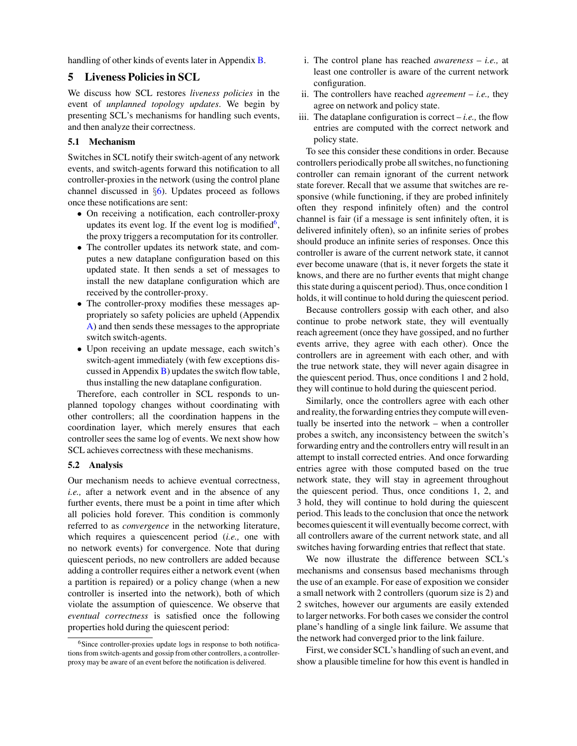handling of other kinds of events later in Appendix B.

## 5 Liveness Policies in SCL

We discuss how SCL restores *liveness policies* in the event of *unplanned topology updates*. We begin by presenting SCL's mechanisms for handling such events, and then analyze their correctness.

### 5.1 Mechanism

Switches in SCL notify their switch-agent of any network events, and switch-agents forward this notification to all controller-proxies in the network (using the control plane channel discussed in §6). Updates proceed as follows once these notifications are sent:

- On receiving a notification, each controller-proxy updates its event log. If the event log is modified[6], the proxy triggers a recomputation for its controller.
- The controller updates its network state, and computes a new dataplane configuration based on this updated state. It then sends a set of messages to install the new dataplane configuration which are received by the controller-proxy.
- The controller-proxy modifies these messages appropriately so safety policies are upheld (Appendix A) and then sends these messages to the appropriate switch switch-agents.
- Upon receiving an update message, each switch's switch-agent immediately (with few exceptions discussed in Appendix B) updates the switch flow table, thus installing the new dataplane configuration.

Therefore, each controller in SCL responds to unplanned topology changes without coordinating with other controllers; all the coordination happens in the coordination layer, which merely ensures that each controller sees the same log of events. We next show how SCL achieves correctness with these mechanisms.

### 5.2 Analysis

Our mechanism needs to achieve eventual correctness, *i.e.,* after a network event and in the absence of any further events, there must be a point in time after which all policies hold forever. This condition is commonly referred to as *convergence* in the networking literature, which requires a quiescencent period (*i.e.,* one with no network events) for convergence. Note that during quiescent periods, no new controllers are added because adding a controller requires either a network event (when a partition is repaired) or a policy change (when a new controller is inserted into the network), both of which violate the assumption of quiescence. We observe that *eventual correctness* is satisfied once the following properties hold during the quiescent period:

i. The control plane has reached *awareness* – *i.e.,* at least one controller is aware of the current network configuration.
ii. The controllers have reached *agreement* – *i.e.,* they agree on network and policy state.
iii. The dataplane configuration is correct – *i.e.,* the flow entries are computed with the correct network and policy state.

To see this consider these conditions in order. Because controllers periodically probe all switches, no functioning controller can remain ignorant of the current network state forever. Recall that we assume that switches are responsive (while functioning, if they are probed infinitely often they respond infinitely often) and the control channel is fair (if a message is sent infinitely often, it is delivered infinitely often), so an infinite series of probes should produce an infinite series of responses. Once this controller is aware of the current network state, it cannot ever become unaware (that is, it never forgets the state it knows, and there are no further events that might change this state during a quiscent period). Thus, once condition 1 holds, it will continue to hold during the quiescent period.

Because controllers gossip with each other, and also continue to probe network state, they will eventually reach agreement (once they have gossiped, and no further events arrive, they agree with each other). Once the controllers are in agreement with each other, and with the true network state, they will never again disagree in the quiescent period. Thus, once conditions 1 and 2 hold, they will continue to hold during the quiescent period.

Similarly, once the controllers agree with each other and reality, the forwarding entries they compute will eventually be inserted into the network – when a controller probes a switch, any inconsistency between the switch's forwarding entry and the controllers entry will result in an attempt to install corrected entries. And once forwarding entries agree with those computed based on the true network state, they will stay in agreement throughout the quiescent period. Thus, once conditions 1, 2, and 3 hold, they will continue to hold during the quiescent period. This leads to the conclusion that once the network becomes quiescent it will eventually become correct, with all controllers aware of the current network state, and all switches having forwarding entries that reflect that state.

We now illustrate the difference between SCL's mechanisms and consensus based mechanisms through the use of an example. For ease of exposition we consider a small network with 2 controllers (quorum size is 2) and 2 switches, however our arguments are easily extended to larger networks. For both cases we consider the control plane's handling of a single link failure. We assume that the network had converged prior to the link failure.

First, we consider SCL's handling of such an event, and show a plausible timeline for how this event is handled in

[6] Since controller-proxies update logs in response to both notifications from switch-agents and gossip from other controllers, a controller-proxy may be aware of an event before the notification is delivered.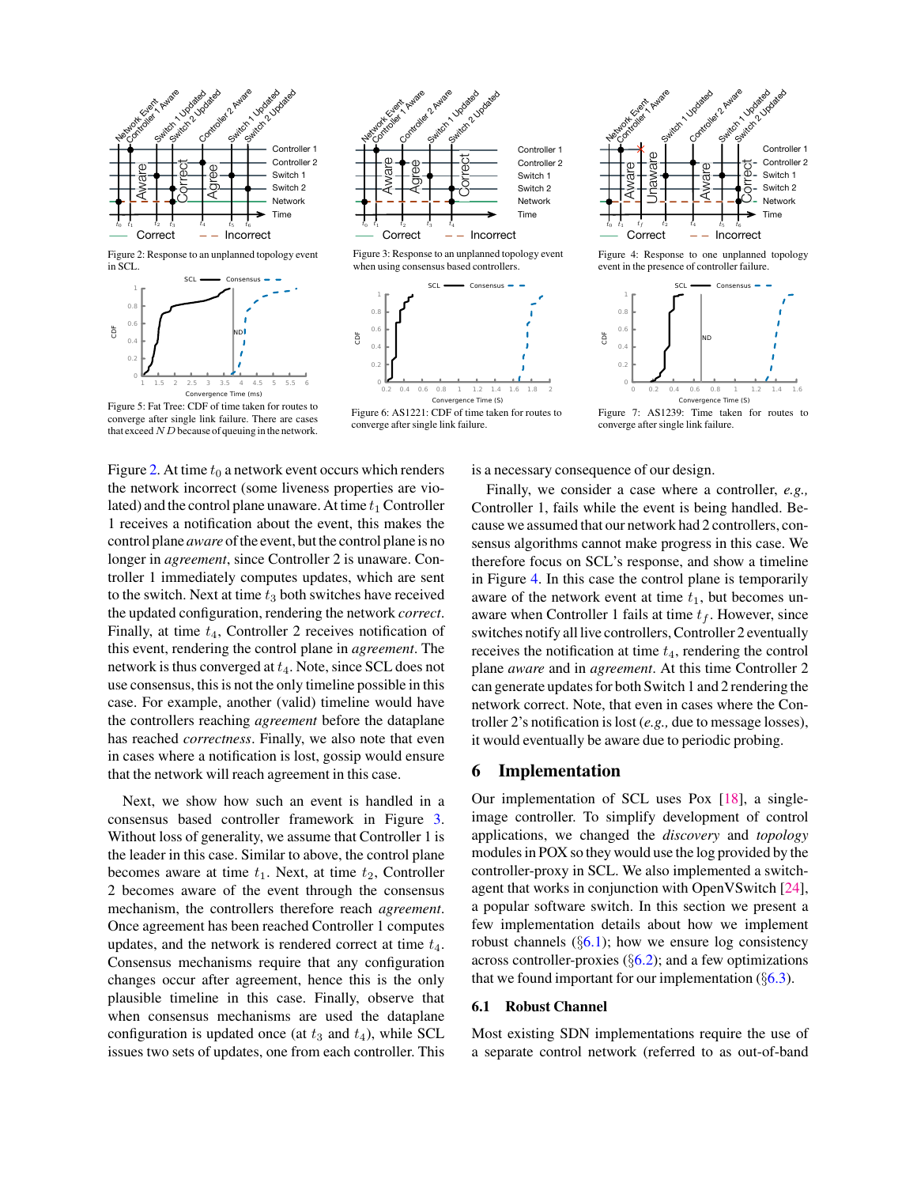Figure 2: Response to an unplanned topology event in SCL.

Figure 3: Response to an unplanned topology event when using consensus based controllers.

Figure 4: Response to one unplanned topology event in the presence of controller failure.

Figure 5: Fat Tree: CDF of time taken for routes to converge after single link failure. There are cases that exceed $ND$ because of queuing in the network.

Figure 6: AS1221: CDF of time taken for routes to converge after single link failure.

Figure 7: AS1239: Time taken for routes to converge after single link failure.

Figure 2. At time $t_0$ a network event occurs which renders the network incorrect (some liveness properties are violated) and the control plane unaware. At time $t_1$ Controller 1 receives a notification about the event, this makes the control plane *aware* of the event, but the control plane is no longer in *agreement*, since Controller 2 is unaware. Controller 1 immediately computes updates, which are sent to the switch. Next at time $t_3$ both switches have received the updated configuration, rendering the network *correct*. Finally, at time $t_4$, Controller 2 receives notification of this event, rendering the control plane in *agreement*. The network is thus converged at $t_4$. Note, since SCL does not use consensus, this is not the only timeline possible in this case. For example, another (valid) timeline would have the controllers reaching *agreement* before the dataplane has reached *correctness*. Finally, we also note that even in cases where a notification is lost, gossip would ensure that the network will reach agreement in this case.

Next, we show how such an event is handled in a consensus based controller framework in Figure 3. Without loss of generality, we assume that Controller 1 is the leader in this case. Similar to above, the control plane becomes aware at time $t_1$. Next, at time $t_2$, Controller 2 becomes aware of the event through the consensus mechanism, the controllers therefore reach *agreement*. Once agreement has been reached Controller 1 computes updates, and the network is rendered correct at time $t_4$. Consensus mechanisms require that any configuration changes occur after agreement, hence this is the only plausible timeline in this case. Finally, observe that when consensus mechanisms are used the dataplane configuration is updated once (at $t_3$ and $t_4$), while SCL issues two sets of updates, one from each controller. This is a necessary consequence of our design.

Finally, we consider a case where a controller, *e.g.,* Controller 1, fails while the event is being handled. Because we assumed that our network had 2 controllers, consensus algorithms cannot make progress in this case. We therefore focus on SCL's response, and show a timeline in Figure 4. In this case the control plane is temporarily aware of the network event at time $t_1$, but becomes unaware when Controller 1 fails at time $t_f$. However, since switches notify all live controllers, Controller 2 eventually receives the notification at time $t_4$, rendering the control plane *aware* and in *agreement*. At this time Controller 2 can generate updates for both Switch 1 and 2 rendering the network correct. Note, that even in cases where the Controller 2's notification is lost (*e.g.,* due to message losses), it would eventually be aware due to periodic probing.

## 6 Implementation

Our implementation of SCL uses Pox [18], a single-image controller. To simplify development of control applications, we changed the *discovery* and *topology* modules in POX so they would use the log provided by the controller-proxy in SCL. We also implemented a switch-agent that works in conjunction with OpenVSwitch [24], a popular software switch. In this section we present a few implementation details about how we implement robust channels (§6.1); how we ensure log consistency across controller-proxies (§6.2); and a few optimizations that we found important for our implementation (§6.3).

### 6.1 Robust Channel

Most existing SDN implementations require the use of a separate control network (referred to as out-of-band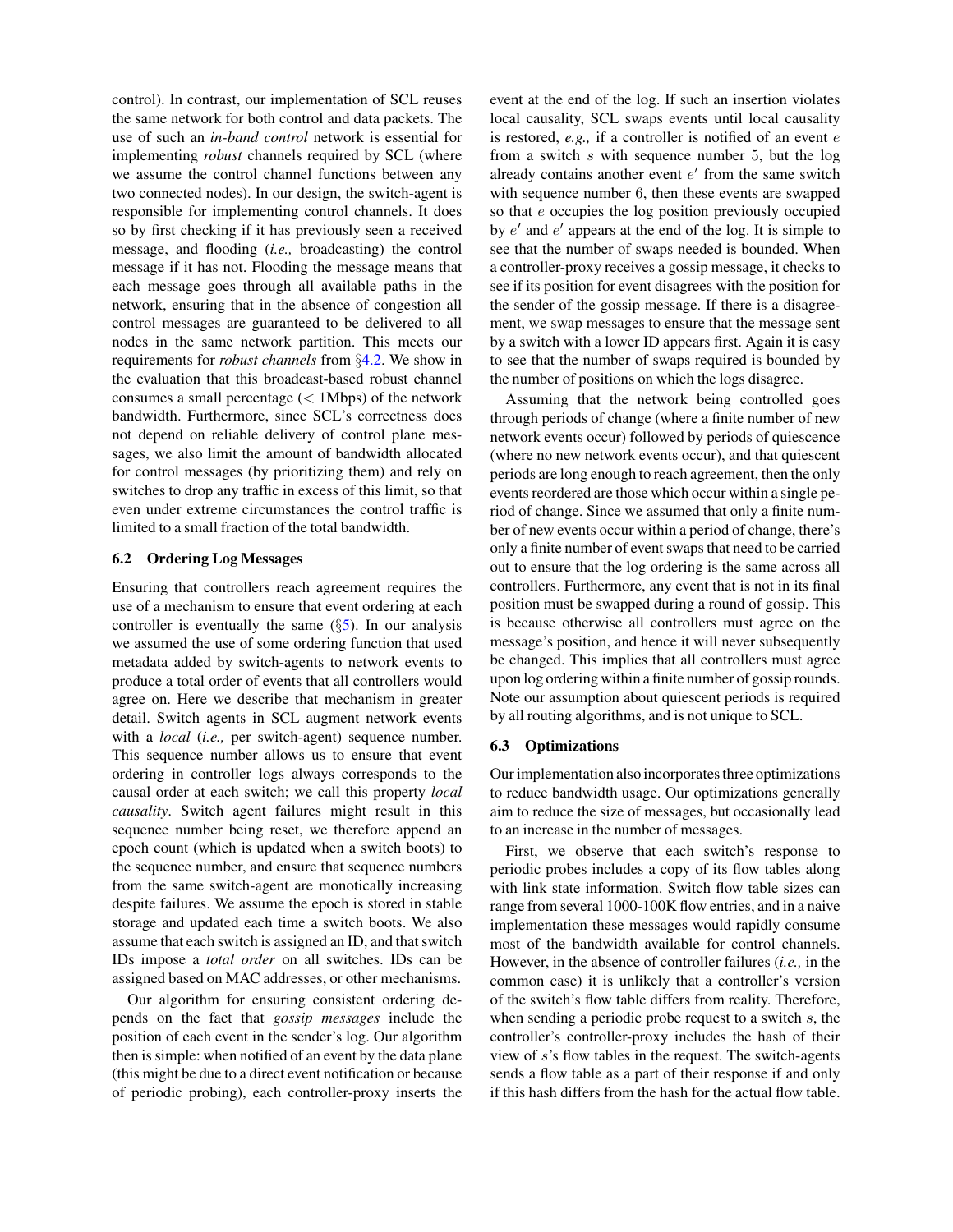control). In contrast, our implementation of SCL reuses the same network for both control and data packets. The use of such an *in-band control* network is essential for implementing *robust* channels required by SCL (where we assume the control channel functions between any two connected nodes). In our design, the switch-agent is responsible for implementing control channels. It does so by first checking if it has previously seen a received message, and flooding (*i.e.,* broadcasting) the control message if it has not. Flooding the message means that each message goes through all available paths in the network, ensuring that in the absence of congestion all control messages are guaranteed to be delivered to all nodes in the same network partition. This meets our requirements for *robust channels* from §4.2. We show in the evaluation that this broadcast-based robust channel consumes a small percentage ($<$ 1Mbps) of the network bandwidth. Furthermore, since SCL's correctness does not depend on reliable delivery of control plane messages, we also limit the amount of bandwidth allocated for control messages (by prioritizing them) and rely on switches to drop any traffic in excess of this limit, so that even under extreme circumstances the control traffic is limited to a small fraction of the total bandwidth.

### 6.2 Ordering Log Messages

Ensuring that controllers reach agreement requires the use of a mechanism to ensure that event ordering at each controller is eventually the same (§5). In our analysis we assumed the use of some ordering function that used metadata added by switch-agents to network events to produce a total order of events that all controllers would agree on. Here we describe that mechanism in greater detail. Switch agents in SCL augment network events with a *local* (*i.e.,* per switch-agent) sequence number. This sequence number allows us to ensure that event ordering in controller logs always corresponds to the causal order at each switch; we call this property *local causality*. Switch agent failures might result in this sequence number being reset, we therefore append an epoch count (which is updated when a switch boots) to the sequence number, and ensure that sequence numbers from the same switch-agent are monotonically increasing despite failures. We assume the epoch is stored in stable storage and updated each time a switch boots. We also assume that each switch is assigned an ID, and that switch IDs impose a *total order* on all switches. IDs can be assigned based on MAC addresses, or other mechanisms.

Our algorithm for ensuring consistent ordering depends on the fact that *gossip messages* include the position of each event in the sender's log. Our algorithm then is simple: when notified of an event by the data plane (this might be due to a direct event notification or because of periodic probing), each controller-proxy inserts the event at the end of the log. If such an insertion violates local causality, SCL swaps events until local causality is restored, *e.g.,* if a controller is notified of an event $e$ from a switch $s$ with sequence number 5, but the log already contains another event $e'$ from the same switch with sequence number 6, then these events are swapped so that $e$ occupies the log position previously occupied by $e'$ and $e'$ appears at the end of the log. It is simple to see that the number of swaps needed is bounded. When a controller-proxy receives a gossip message, it checks to see if its position for event disagrees with the position for the sender of the gossip message. If there is a disagreement, we swap messages to ensure that the message sent by a switch with a lower ID appears first. Again it is easy to see that the number of swaps required is bounded by the number of positions on which the logs disagree.

Assuming that the network being controlled goes through periods of change (where a finite number of new network events occur) followed by periods of quiescence (where no new network events occur), and that quiescent periods are long enough to reach agreement, then the only events reordered are those which occur within a single period of change. Since we assumed that only a finite number of new events occur within a period of change, there's only a finite number of event swaps that need to be carried out to ensure that the log ordering is the same across all controllers. Furthermore, any event that is not in its final position must be swapped during a round of gossip. This is because otherwise all controllers must agree on the message's position, and hence it will never subsequently be changed. This implies that all controllers must agree upon log ordering within a finite number of gossip rounds. Note our assumption about quiescent periods is required by all routing algorithms, and is not unique to SCL.

### 6.3 Optimizations

Our implementation also incorporates three optimizations to reduce bandwidth usage. Our optimizations generally aim to reduce the size of messages, but occasionally lead to an increase in the number of messages.

First, we observe that each switch's response to periodic probes includes a copy of its flow tables along with link state information. Switch flow table sizes can range from several 1000-100K flow entries, and in a naive implementation these messages would rapidly consume most of the bandwidth available for control channels. However, in the absence of controller failures (*i.e.,* in the common case) it is unlikely that a controller's version of the switch's flow table differs from reality. Therefore, when sending a periodic probe request to a switch $s$, the controller's controller-proxy includes the hash of their view of $s$'s flow tables in the request. The switch-agents sends a flow table as a part of their response if and only if this hash differs from the hash for the actual flow table.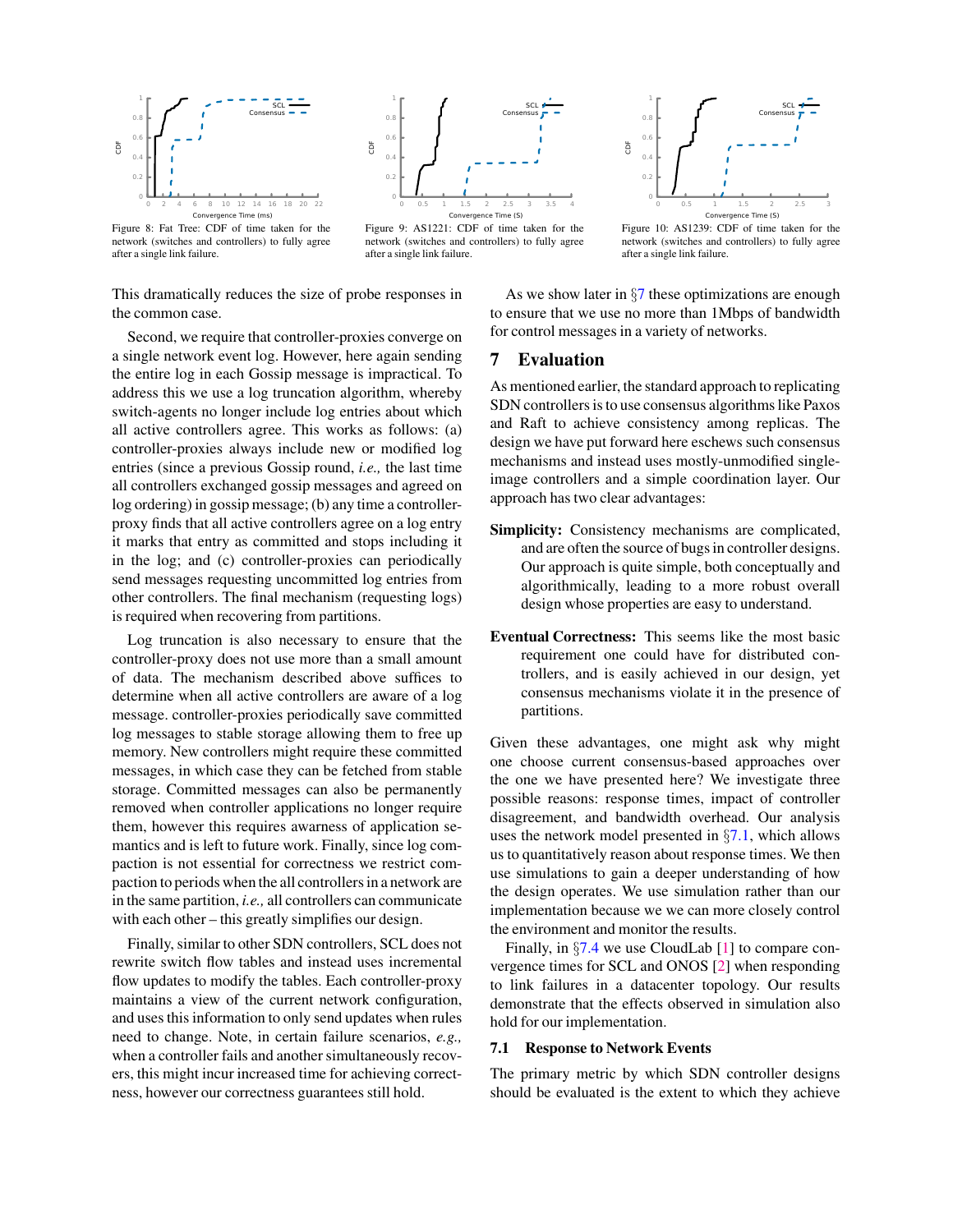Figure 8: Fat Tree: CDF of time taken for the network (switches and controllers) to fully agree after a single link failure.

Figure 9: AS1221: CDF of time taken for the network (switches and controllers) to fully agree after a single link failure.

Figure 10: AS1239: CDF of time taken for the network (switches and controllers) to fully agree after a single link failure.

This dramatically reduces the size of probe responses in the common case.

Second, we require that controller-proxies converge on a single network event log. However, here again sending the entire log in each Gossip message is impractical. To address this we use a log truncation algorithm, whereby switch-agents no longer include log entries about which all active controllers agree. This works as follows: (a) controller-proxies always include new or modified log entries (since a previous Gossip round, *i.e.,* the last time all controllers exchanged gossip messages and agreed on log ordering) in gossip message; (b) any time a controller-proxy finds that all active controllers agree on a log entry it marks that entry as committed and stops including it in the log; and (c) controller-proxies can periodically send messages requesting uncommitted log entries from other controllers. The final mechanism (requesting logs) is required when recovering from partitions.

Log truncation is also necessary to ensure that the controller-proxy does not use more than a small amount of data. The mechanism described above suffices to determine when all active controllers are aware of a log message. controller-proxies periodically save committed log messages to stable storage allowing them to free up memory. New controllers might require these committed messages, in which case they can be fetched from stable storage. Committed messages can also be permanently removed when controller applications no longer require them, however this requires awarness of application semantics and is left to future work. Finally, since log compaction is not essential for correctness we restrict compaction to periods when the all controllers in a network are in the same partition, *i.e.,* all controllers can communicate with each other – this greatly simplifies our design.

Finally, similar to other SDN controllers, SCL does not rewrite switch flow tables and instead uses incremental flow updates to modify the tables. Each controller-proxy maintains a view of the current network configuration, and uses this information to only send updates when rules need to change. Note, in certain failure scenarios, *e.g.,* when a controller fails and another simultaneously recovers, this might incur increased time for achieving correctness, however our correctness guarantees still hold.

As we show later in §7 these optimizations are enough to ensure that we use no more than 1Mbps of bandwidth for control messages in a variety of networks.

## 7 Evaluation

As mentioned earlier, the standard approach to replicating SDN controllers is to use consensus algorithms like Paxos and Raft to achieve consistency among replicas. The design we have put forward here eschews such consensus mechanisms and instead uses mostly-unmodified single-image controllers and a simple coordination layer. Our approach has two clear advantages:

**Simplicity:** Consistency mechanisms are complicated, and are often the source of bugs in controller designs. Our approach is quite simple, both conceptually and algorithmically, leading to a more robust overall design whose properties are easy to understand.

**Eventual Correctness:** This seems like the most basic requirement one could have for distributed controllers, and is easily achieved in our design, yet consensus mechanisms violate it in the presence of partitions.

Given these advantages, one might ask why might one choose current consensus-based approaches over the one we have presented here? We investigate three possible reasons: response times, impact of controller disagreement, and bandwidth overhead. Our analysis uses the network model presented in §7.1, which allows us to quantitatively reason about response times. We then use simulations to gain a deeper understanding of how the design operates. We use simulation rather than our implementation because we we can more closely control the environment and monitor the results.

Finally, in §7.4 we use CloudLab [1] to compare convergence times for SCL and ONOS [2] when responding to link failures in a datacenter topology. Our results demonstrate that the effects observed in simulation also hold for our implementation.

### 7.1 Response to Network Events

The primary metric by which SDN controller designs should be evaluated is the extent to which they achieve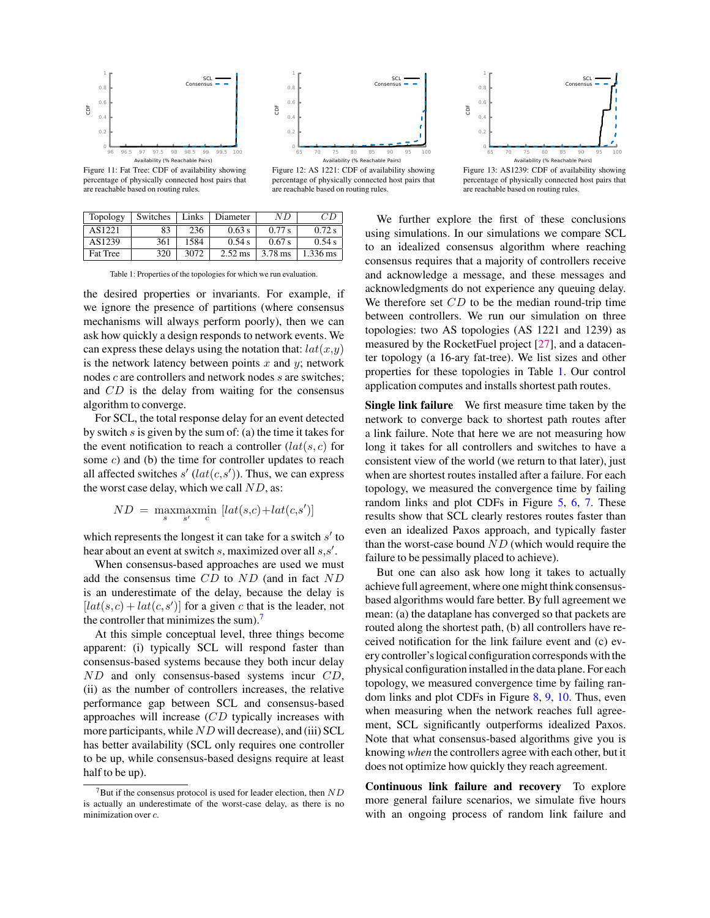Figure 11: Fat Tree: CDF of availability showing percentage of physically connected host pairs that are reachable based on routing rules.

Figure 12: AS 1221: CDF of availability showing percentage of physically connected host pairs that are reachable based on routing rules.

Figure 13: AS1239: CDF of availability showing percentage of physically connected host pairs that are reachable based on routing rules.

| Topology | Switches | Links | Diameter | $ND$ | $CD$ |
|---|---|---|---|---|---|
| AS1221 | 83 | 236 | 0.63 s | 0.77 s | 0.72 s |
| AS1239 | 361 | 1584 | 0.54 s | 0.67 s | 0.54 s |
| Fat Tree | 320 | 3072 | 2.52 ms | 3.78 ms | 1.336 ms |

Table 1: Properties of the topologies for which we run evaluation.

the desired properties or invariants. For example, if we ignore the presence of partitions (where consensus mechanisms will always perform poorly), then we can ask how quickly a design responds to network events. We can express these delays using the notation that: $lat(x,y)$ is the network latency between points $x$ and $y$; network nodes $c$ are controllers and network nodes $s$ are switches; and $CD$ is the delay from waiting for the consensus algorithm to converge.

For SCL, the total response delay for an event detected by switch $s$ is given by the sum of: (a) the time it takes for the event notification to reach a controller ($lat(s,c)$ for some $c$) and (b) the time for controller updates to reach all affected switches $s'$ ($lat(c,s')$). Thus, we can express the worst case delay, which we call $ND$, as:

$$ND = \max_{s}\max_{s'}\min_{c} \left[lat(s,c)+lat(c,s')\right]$$

which represents the longest it can take for a switch $s'$ to hear about an event at switch $s$, maximized over all $s,s'$.

When consensus-based approaches are used we must add the consensus time $CD$ to $ND$ (and in fact $ND$ is an underestimate of the delay, because the delay is $[lat(s,c)+lat(c,s')]$ for a given $c$ that is the leader, not the controller that minimizes the sum).[7]

At this simple conceptual level, three things become apparent: (i) typically SCL will respond faster than consensus-based systems because they both incur delay $ND$ and only consensus-based systems incur $CD$, (ii) as the number of controllers increases, the relative performance gap between SCL and consensus-based approaches will increase ($CD$ typically increases with more participants, while $ND$ will decrease), and (iii) SCL has better availability (SCL only requires one controller to be up, while consensus-based designs require at least half to be up).

[7] But if the consensus protocol is used for leader election, then $ND$ is actually an underestimate of the worst-case delay, as there is no minimization over $c$.

We further explore the first of these conclusions using simulations. In our simulations we compare SCL to an idealized consensus algorithm where reaching consensus requires that a majority of controllers receive and acknowledge a message, and these messages and acknowledgments do not experience any queuing delay. We therefore set $CD$ to be the median round-trip time between controllers. We run our simulation on three topologies: two AS topologies (AS 1221 and 1239) as measured by the RocketFuel project [27], and a datacenter topology (a 16-ary fat-tree). We list sizes and other properties for these topologies in Table 1. Our control application computes and installs shortest path routes.

**Single link failure** We first measure time taken by the network to converge back to shortest path routes after a link failure. Note that here we are not measuring how long it takes for all controllers and switches to have a consistent view of the world (we return to that later), just when are shortest routes installed after a failure. For each topology, we measured the convergence time by failing random links and plot CDFs in Figure 5, 6, 7. These results show that SCL clearly restores routes faster than even an idealized Paxos approach, and typically faster than the worst-case bound $ND$ (which would require the failure to be pessimally placed to achieve).

But one can also ask how long it takes to actually achieve full agreement, where one might think consensus-based algorithms would fare better. By full agreement we mean: (a) the dataplane has converged so that packets are routed along the shortest path, (b) all controllers have received notification for the link failure event and (c) every controller's logical configuration corresponds with the physical configuration installed in the data plane. For each topology, we measured convergence time by failing random links and plot CDFs in Figure 8, 9, 10. Thus, even when measuring when the network reaches full agreement, SCL significantly outperforms idealized Paxos. Note that what consensus-based algorithms give you is knowing *when* the controllers agree with each other, but it does not optimize how quickly they reach agreement.

**Continuous link failure and recovery** To explore more general failure scenarios, we simulate five hours with an ongoing process of random link failure and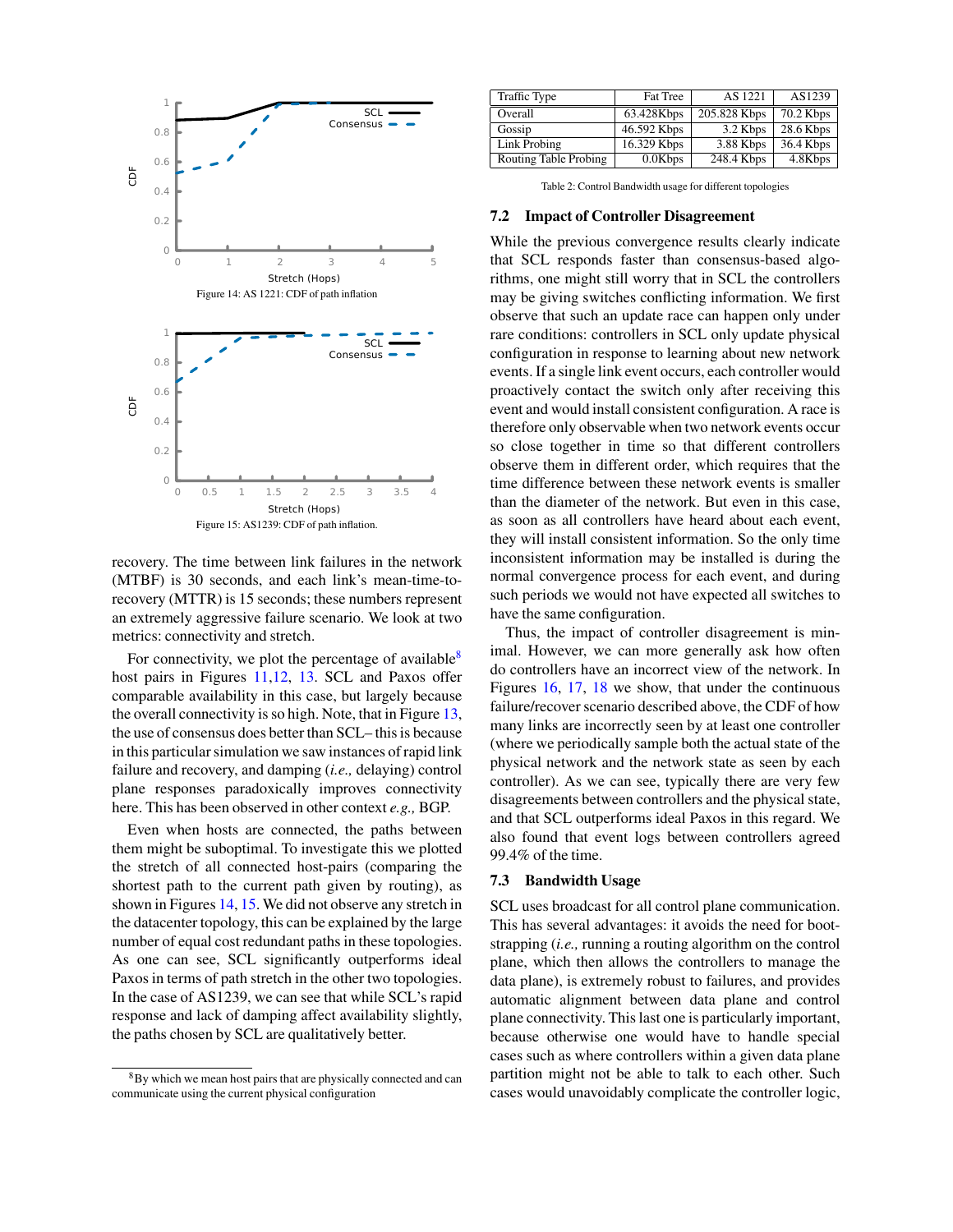Figure 14: AS 1221: CDF of path inflation

Figure 15: AS1239: CDF of path inflation.

recovery. The time between link failures in the network (MTBF) is 30 seconds, and each link's mean-time-to-recovery (MTTR) is 15 seconds; these numbers represent an extremely aggressive failure scenario. We look at two metrics: connectivity and stretch.

For connectivity, we plot the percentage of available[8] host pairs in Figures 11,12, 13. SCL and Paxos offer comparable availability in this case, but largely because the overall connectivity is so high. Note, that in Figure 13, the use of consensus does better than SCL– this is because in this particular simulation we saw instances of rapid link failure and recovery, and damping (*i.e.,* delaying) control plane responses paradoxically improves connectivity here. This has been observed in other context *e.g.,* BGP.

Even when hosts are connected, the paths between them might be suboptimal. To investigate this we plotted the stretch of all connected host-pairs (comparing the shortest path to the current path given by routing), as shown in Figures 14, 15. We did not observe any stretch in the datacenter topology, this can be explained by the large number of equal cost redundant paths in these topologies. As one can see, SCL significantly outperforms ideal Paxos in terms of path stretch in the other two topologies. In the case of AS1239, we can see that while SCL's rapid response and lack of damping affect availability slightly, the paths chosen by SCL are qualitatively better.

[8] By which we mean host pairs that are physically connected and can communicate using the current physical configuration

| Traffic Type | Fat Tree | AS 1221 | AS1239 |
|---|---|---|---|
| Overall | 63.428Kbps | 205.828 Kbps | 70.2 Kbps |
| Gossip | 46.592 Kbps | 3.2 Kbps | 28.6 Kbps |
| Link Probing | 16.329 Kbps | 3.88 Kbps | 36.4 Kbps |
| Routing Table Probing | 0.0Kbps | 248.4 Kbps | 4.8Kbps |

Table 2: Control Bandwidth usage for different topologies

### 7.2 Impact of Controller Disagreement

While the previous convergence results clearly indicate that SCL responds faster than consensus-based algorithms, one might still worry that in SCL the controllers may be giving switches conflicting information. We first observe that such an update race can happen only under rare conditions: controllers in SCL only update physical configuration in response to learning about new network events. If a single link event occurs, each controller would proactively contact the switch only after receiving this event and would install consistent configuration. A race is therefore only observable when two network events occur so close together in time so that different controllers observe them in different order, which requires that the time difference between these network events is smaller than the diameter of the network. But even in this case, as soon as all controllers have heard about each event, they will install consistent information. So the only time inconsistent information may be installed is during the normal convergence process for each event, and during such periods we would not have expected all switches to have the same configuration.

Thus, the impact of controller disagreement is minimal. However, we can more generally ask how often do controllers have an incorrect view of the network. In Figures 16, 17, 18 we show, that under the continuous failure/recover scenario described above, the CDF of how many links are incorrectly seen by at least one controller (where we periodically sample both the actual state of the physical network and the network state as seen by each controller). As we can see, typically there are very few disagreements between controllers and the physical state, and that SCL outperforms ideal Paxos in this regard. We also found that event logs between controllers agreed 99.4% of the time.

### 7.3 Bandwidth Usage

SCL uses broadcast for all control plane communication. This has several advantages: it avoids the need for bootstrapping (*i.e.,* running a routing algorithm on the control plane, which then allows the controllers to manage the data plane), is extremely robust to failures, and provides automatic alignment between data plane and control plane connectivity. This last one is particularly important, because otherwise one would have to handle special cases such as where controllers within a given data plane partition might not be able to talk to each other. Such cases would unavoidably complicate the controller logic,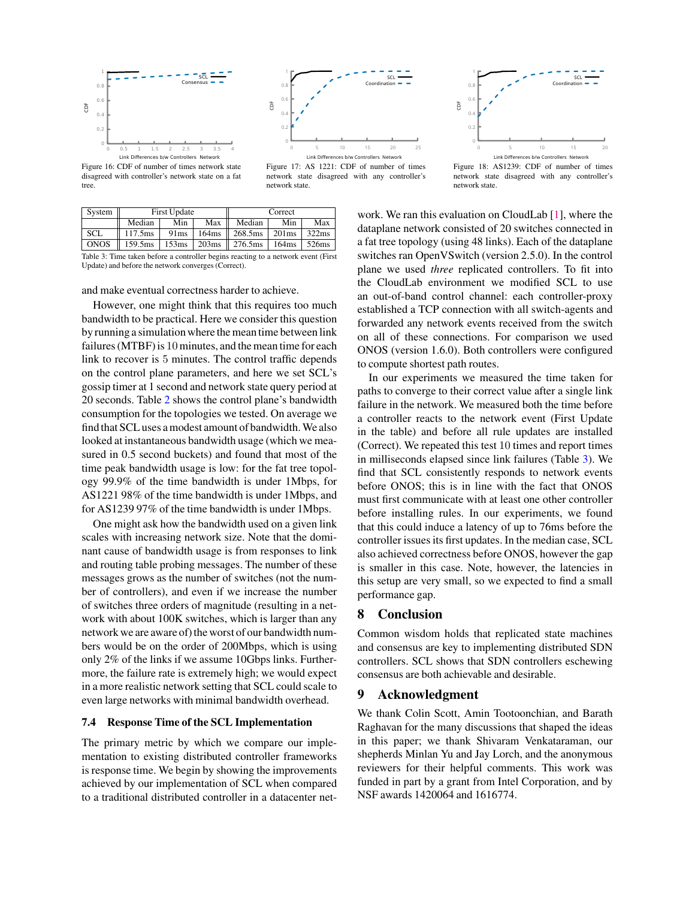Figure 16: CDF of number of times network state disagreed with controller's network state on a fat tree.

Figure 17: AS 1221: CDF of number of times network state disagreed with any controller's network state.

Figure 18: AS1239: CDF of number of times network state disagreed with any controller's network state.

| System | First Update | | | Correct | | |
|---|---|---|---|---|---|---|
| | Median | Min | Max | Median | Min | Max |
| SCL | 117.5ms | 91ms | 164ms | 268.5ms | 201ms | 322ms |
| ONOS | 159.5ms | 153ms | 203ms | 276.5ms | 164ms | 526ms |

Table 3: Time taken before a controller begins reacting to a network event (First Update) and before the network converges (Correct).

and make eventual correctness harder to achieve.

However, one might think that this requires too much bandwidth to be practical. Here we consider this question by running a simulation where the mean time between link failures (MTBF) is 10 minutes, and the mean time for each link to recover is 5 minutes. The control traffic depends on the control plane parameters, and here we set SCL's gossip timer at 1 second and network state query period at 20 seconds. Table 2 shows the control plane's bandwidth consumption for the topologies we tested. On average we find that SCL uses a modest amount of bandwidth. We also looked at instantaneous bandwidth usage (which we measured in 0.5 second buckets) and found that most of the time peak bandwidth usage is low: for the fat tree topology 99.9% of the time bandwidth is under 1Mbps, for AS1221 98% of the time bandwidth is under 1Mbps, and for AS1239 97% of the time bandwidth is under 1Mbps.

One might ask how the bandwidth used on a given link scales with increasing network size. Note that the dominant cause of bandwidth usage is from responses to link and routing table probing messages. The number of these messages grows as the number of switches (not the number of controllers), and even if we increase the number of switches three orders of magnitude (resulting in a network with about 100K switches, which is larger than any network we are aware of) the worst of our bandwidth numbers would be on the order of 200Mbps, which is using only 2% of the links if we assume 10Gbps links. Furthermore, the failure rate is extremely high; we would expect in a more realistic network setting that SCL could scale to even large networks with minimal bandwidth overhead.

### 7.4 Response Time of the SCL Implementation

The primary metric by which we compare our implementation to existing distributed controller frameworks is response time. We begin by showing the improvements achieved by our implementation of SCL when compared to a traditional distributed controller in a datacenter network. We ran this evaluation on CloudLab [1], where the dataplane network consisted of 20 switches connected in a fat tree topology (using 48 links). Each of the dataplane switches ran OpenVSwitch (version 2.5.0). In the control plane we used *three* replicated controllers. To fit into the CloudLab environment we modified SCL to use an out-of-band control channel: each controller-proxy established a TCP connection with all switch-agents and forwarded any network events received from the switch on all of these connections. For comparison we used ONOS (version 1.6.0). Both controllers were configured to compute shortest path routes.

In our experiments we measured the time taken for paths to converge to their correct value after a single link failure in the network. We measured both the time before a controller reacts to the network event (First Update in the table) and before all rule updates are installed (Correct). We repeated this test 10 times and report times in milliseconds elapsed since link failures (Table 3). We find that SCL consistently responds to network events before ONOS; this is in line with the fact that ONOS must first communicate with at least one other controller before installing rules. In our experiments, we found that this could induce a latency of up to 76ms before the controller issues its first updates. In the median case, SCL also achieved correctness before ONOS, however the gap is smaller in this case. Note, however, the latencies in this setup are very small, so we expected to find a small performance gap.

## 8 Conclusion

Common wisdom holds that replicated state machines and consensus are key to implementing distributed SDN controllers. SCL shows that SDN controllers eschewing consensus are both achievable and desirable.

## 9 Acknowledgment

We thank Colin Scott, Amin Tootoonchian, and Barath Raghavan for the many discussions that shaped the ideas in this paper; we thank Shivaram Venkataraman, our shepherds Minlan Yu and Jay Lorch, and the anonymous reviewers for their helpful comments. This work was funded in part by a grant from Intel Corporation, and by NSF awards 1420064 and 1616774.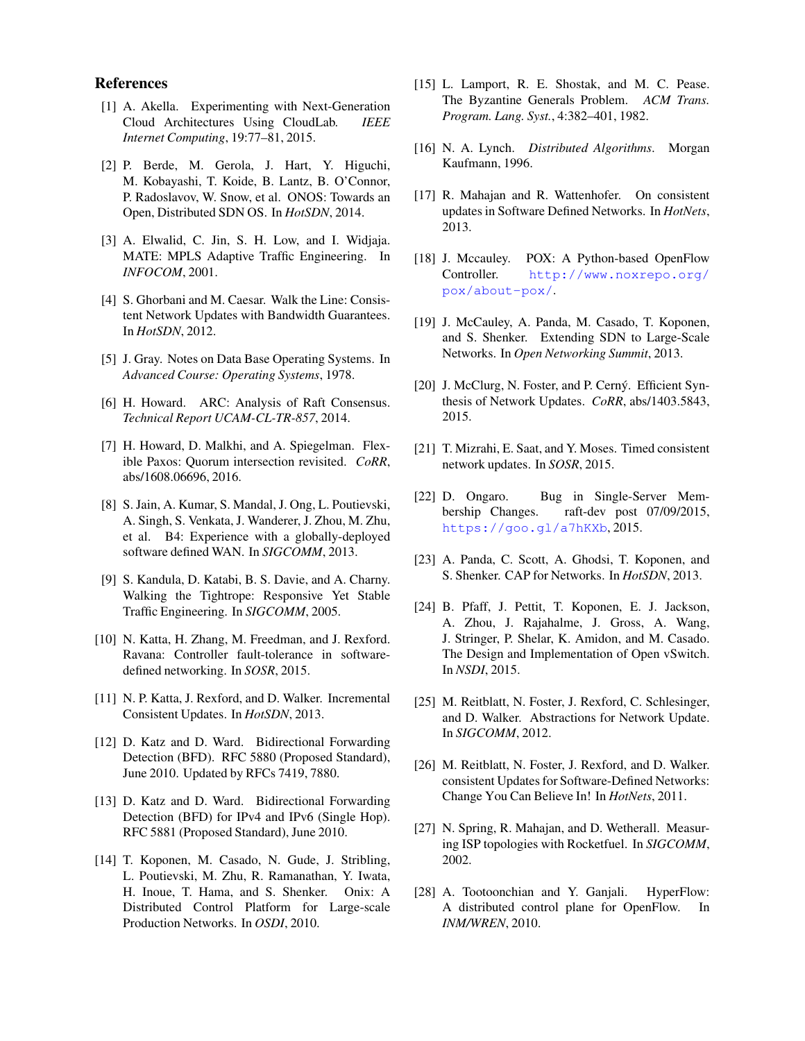## References

[1] A. Akella. Experimenting with Next-Generation Cloud Architectures Using CloudLab. *IEEE Internet Computing*, 19:77–81, 2015.

[2] P. Berde, M. Gerola, J. Hart, Y. Higuchi, M. Kobayashi, T. Koide, B. Lantz, B. O'Connor, P. Radoslavov, W. Snow, et al. ONOS: Towards an Open, Distributed SDN OS. In *HotSDN*, 2014.

[3] A. Elwalid, C. Jin, S. H. Low, and I. Widjaja. MATE: MPLS Adaptive Traffic Engineering. In *INFOCOM*, 2001.

[4] S. Ghorbani and M. Caesar. Walk the Line: Consistent Network Updates with Bandwidth Guarantees. In *HotSDN*, 2012.

[5] J. Gray. Notes on Data Base Operating Systems. In *Advanced Course: Operating Systems*, 1978.

[6] H. Howard. ARC: Analysis of Raft Consensus. *Technical Report UCAM-CL-TR-857*, 2014.

[7] H. Howard, D. Malkhi, and A. Spiegelman. Flexible Paxos: Quorum intersection revisited. *CoRR*, abs/1608.06696, 2016.

[8] S. Jain, A. Kumar, S. Mandal, J. Ong, L. Poutievski, A. Singh, S. Venkata, J. Wanderer, J. Zhou, M. Zhu, et al. B4: Experience with a globally-deployed software defined WAN. In *SIGCOMM*, 2013.

[9] S. Kandula, D. Katabi, B. S. Davie, and A. Charny. Walking the Tightrope: Responsive Yet Stable Traffic Engineering. In *SIGCOMM*, 2005.

[10] N. Katta, H. Zhang, M. Freedman, and J. Rexford. Ravana: Controller fault-tolerance in software-defined networking. In *SOSR*, 2015.

[11] N. P. Katta, J. Rexford, and D. Walker. Incremental Consistent Updates. In *HotSDN*, 2013.

[12] D. Katz and D. Ward. Bidirectional Forwarding Detection (BFD). RFC 5880 (Proposed Standard), June 2010. Updated by RFCs 7419, 7880.

[13] D. Katz and D. Ward. Bidirectional Forwarding Detection (BFD) for IPv4 and IPv6 (Single Hop). RFC 5881 (Proposed Standard), June 2010.

[14] T. Koponen, M. Casado, N. Gude, J. Stribling, L. Poutievski, M. Zhu, R. Ramanathan, Y. Iwata, H. Inoue, T. Hama, and S. Shenker. Onix: A Distributed Control Platform for Large-scale Production Networks. In *OSDI*, 2010.

[15] L. Lamport, R. E. Shostak, and M. C. Pease. The Byzantine Generals Problem. *ACM Trans. Program. Lang. Syst.*, 4:382–401, 1982.

[16] N. A. Lynch. *Distributed Algorithms*. Morgan Kaufmann, 1996.

[17] R. Mahajan and R. Wattenhofer. On consistent updates in Software Defined Networks. In *HotNets*, 2013.

[18] J. Mccauley. POX: A Python-based OpenFlow Controller. http://www.noxrepo.org/pox/about-pox/.

[19] J. McCauley, A. Panda, M. Casado, T. Koponen, and S. Shenker. Extending SDN to Large-Scale Networks. In *Open Networking Summit*, 2013.

[20] J. McClurg, N. Foster, and P. Cerný. Efficient Synthesis of Network Updates. *CoRR*, abs/1403.5843, 2015.

[21] T. Mizrahi, E. Saat, and Y. Moses. Timed consistent network updates. In *SOSR*, 2015.

[22] D. Ongaro. Bug in Single-Server Membership Changes. raft-dev post 07/09/2015, https://goo.gl/a7hKXb, 2015.

[23] A. Panda, C. Scott, A. Ghodsi, T. Koponen, and S. Shenker. CAP for Networks. In *HotSDN*, 2013.

[24] B. Pfaff, J. Pettit, T. Koponen, E. J. Jackson, A. Zhou, J. Rajahalme, J. Gross, A. Wang, J. Stringer, P. Shelar, K. Amidon, and M. Casado. The Design and Implementation of Open vSwitch. In *NSDI*, 2015.

[25] M. Reitblatt, N. Foster, J. Rexford, C. Schlesinger, and D. Walker. Abstractions for Network Update. In *SIGCOMM*, 2012.

[26] M. Reitblatt, N. Foster, J. Rexford, and D. Walker. consistent Updates for Software-Defined Networks: Change You Can Believe In! In *HotNets*, 2011.

[27] N. Spring, R. Mahajan, and D. Wetherall. Measuring ISP topologies with Rocketfuel. In *SIGCOMM*, 2002.

[28] A. Tootoonchian and Y. Ganjali. HyperFlow: A distributed control plane for OpenFlow. In *INM/WREN*, 2010.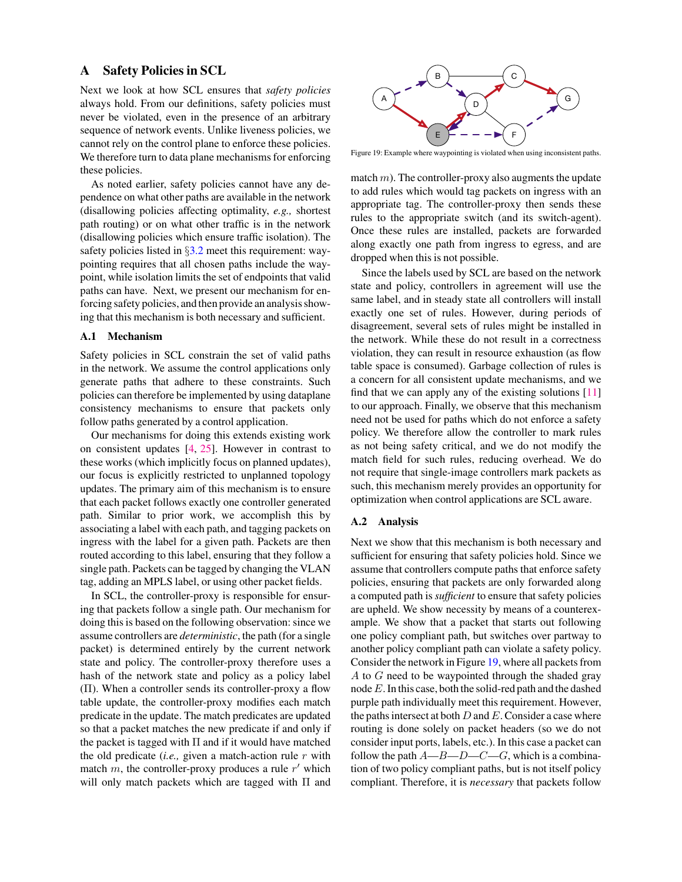## A Safety Policies in SCL

Next we look at how SCL ensures that *safety policies* always hold. From our definitions, safety policies must never be violated, even in the presence of an arbitrary sequence of network events. Unlike liveness policies, we cannot rely on the control plane to enforce these policies. We therefore turn to data plane mechanisms for enforcing these policies.

As noted earlier, safety policies cannot have any dependence on what other paths are available in the network (disallowing policies affecting optimality, *e.g.,* shortest path routing) or on what other traffic is in the network (disallowing policies which ensure traffic isolation). The safety policies listed in §3.2 meet this requirement: waypointing requires that all chosen paths include the waypoint, while isolation limits the set of endpoints that valid paths can have. Next, we present our mechanism for enforcing safety policies, and then provide an analysis showing that this mechanism is both necessary and sufficient.

### A.1 Mechanism

Safety policies in SCL constrain the set of valid paths in the network. We assume the control applications only generate paths that adhere to these constraints. Such policies can therefore be implemented by using dataplane consistency mechanisms to ensure that packets only follow paths generated by a control application.

Our mechanisms for doing this extends existing work on consistent updates [4, 25]. However in contrast to these works (which implicitly focus on planned updates), our focus is explicitly restricted to unplanned topology updates. The primary aim of this mechanism is to ensure that each packet follows exactly one controller generated path. Similar to prior work, we accomplish this by associating a label with each path, and tagging packets on ingress with the label for a given path. Packets are then routed according to this label, ensuring that they follow a single path. Packets can be tagged by changing the VLAN tag, adding an MPLS label, or using other packet fields.

In SCL, the controller-proxy is responsible for ensuring that packets follow a single path. Our mechanism for doing this is based on the following observation: since we assume controllers are *deterministic*, the path (for a single packet) is determined entirely by the current network state and policy. The controller-proxy therefore uses a hash of the network state and policy as a policy label ($\Pi$). When a controller sends its controller-proxy a flow table update, the controller-proxy modifies each match predicate in the update. The match predicates are updated so that a packet matches the new predicate if and only if the packet is tagged with $\Pi$ and if it would have matched the old predicate (*i.e.,* given a match-action rule $r$ with match $m$, the controller-proxy produces a rule $r'$ which will only match packets which are tagged with $\Pi$ and match $m$). The controller-proxy also augments the update to add rules which would tag packets on ingress with an appropriate tag. The controller-proxy then sends these rules to the appropriate switch (and its switch-agent). Once these rules are installed, packets are forwarded along exactly one path from ingress to egress, and are dropped when this is not possible.

Since the labels used by SCL are based on the network state and policy, controllers in agreement will use the same label, and in steady state all controllers will install exactly one set of rules. However, during periods of disagreement, several sets of rules might be installed in the network. While these do not result in a correctness violation, they can result in resource exhaustion (as flow table space is consumed). Garbage collection of rules is a concern for all consistent update mechanisms, and we find that we can apply any of the existing solutions [11] to our approach. Finally, we observe that this mechanism need not be used for paths which do not enforce a safety policy. We therefore allow the controller to mark rules as not being safety critical, and we do not modify the match field for such rules, reducing overhead. We do not require that single-image controllers mark packets as such, this mechanism merely provides an opportunity for optimization when control applications are SCL aware.

### A.2 Analysis

Next we show that this mechanism is both necessary and sufficient for ensuring that safety policies hold. Since we assume that controllers compute paths that enforce safety policies, ensuring that packets are only forwarded along a computed path is *sufficient* to ensure that safety policies are upheld. We show necessity by means of a counterexample. We show that a packet that starts out following one policy compliant path, but switches over partway to another policy compliant path can violate a safety policy. Consider the network in Figure 19, where all packets from $A$ to $G$ need to be waypointed through the shaded gray node $E$. In this case, both the solid-red path and the dashed purple path individually meet this requirement. However, the paths intersect at both $D$ and $E$. Consider a case where routing is done solely on packet headers (so we do not consider input ports, labels, etc.). In this case a packet can follow the path $A$—$B$—$D$—$C$—$G$, which is a combination of two policy compliant paths, but is not itself policy compliant. Therefore, it is *necessary* that packets follow

Figure 19: Example where waypointing is violated when using inconsistent paths.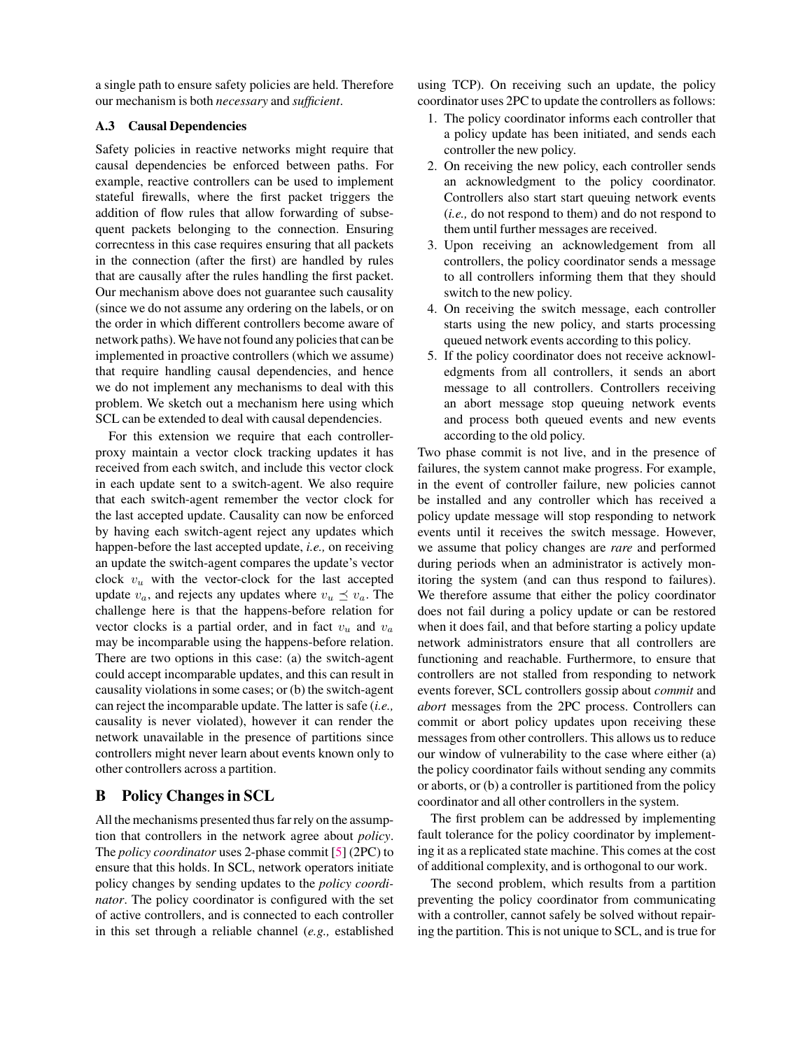a single path to ensure safety policies are held. Therefore our mechanism is both *necessary* and *sufficient*.

### A.3 Causal Dependencies

Safety policies in reactive networks might require that causal dependencies be enforced between paths. For example, reactive controllers can be used to implement stateful firewalls, where the first packet triggers the addition of flow rules that allow forwarding of subsequent packets belonging to the connection. Ensuring correcntess in this case requires ensuring that all packets in the connection (after the first) are handled by rules that are causally after the rules handling the first packet. Our mechanism above does not guarantee such causality (since we do not assume any ordering on the labels, or on the order in which different controllers become aware of network paths). We have not found any policies that can be implemented in proactive controllers (which we assume) that require handling causal dependencies, and hence we do not implement any mechanisms to deal with this problem. We sketch out a mechanism here using which SCL can be extended to deal with causal dependencies.

For this extension we require that each controller-proxy maintain a vector clock tracking updates it has received from each switch, and include this vector clock in each update sent to a switch-agent. We also require that each switch-agent remember the vector clock for the last accepted update. Causality can now be enforced by having each switch-agent reject any updates which happen-before the last accepted update, *i.e.,* on receiving an update the switch-agent compares the update's vector clock $v_u$ with the vector-clock for the last accepted update $v_a$, and rejects any updates where $v_u \preceq v_a$. The challenge here is that the happens-before relation for vector clocks is a partial order, and in fact $v_u$ and $v_a$ may be incomparable using the happens-before relation. There are two options in this case: (a) the switch-agent could accept incomparable updates, and this can result in causality violations in some cases; or (b) the switch-agent can reject the incomparable update. The latter is safe (*i.e.,* causality is never violated), however it can render the network unavailable in the presence of partitions since controllers might never learn about events known only to other controllers across a partition.

## B Policy Changes in SCL

All the mechanisms presented thus far rely on the assumption that controllers in the network agree about *policy*. The *policy coordinator* uses 2-phase commit [5] (2PC) to ensure that this holds. In SCL, network operators initiate policy changes by sending updates to the *policy coordinator*. The policy coordinator is configured with the set of active controllers, and is connected to each controller in this set through a reliable channel (*e.g.,* established using TCP). On receiving such an update, the policy coordinator uses 2PC to update the controllers as follows:

1. The policy coordinator informs each controller that a policy update has been initiated, and sends each controller the new policy.
2. On receiving the new policy, each controller sends an acknowledgment to the policy coordinator. Controllers also start start queuing network events (*i.e.,* do not respond to them) and do not respond to them until further messages are received.
3. Upon receiving an acknowledgement from all controllers, the policy coordinator sends a message to all controllers informing them that they should switch to the new policy.
4. On receiving the switch message, each controller starts using the new policy, and starts processing queued network events according to this policy.
5. If the policy coordinator does not receive acknowledgments from all controllers, it sends an abort message to all controllers. Controllers receiving an abort message stop queuing network events and process both queued events and new events according to the old policy.

Two phase commit is not live, and in the presence of failures, the system cannot make progress. For example, in the event of controller failure, new policies cannot be installed and any controller which has received a policy update message will stop responding to network events until it receives the switch message. However, we assume that policy changes are *rare* and performed during periods when an administrator is actively monitoring the system (and can thus respond to failures). We therefore assume that either the policy coordinator does not fail during a policy update or can be restored when it does fail, and that before starting a policy update network administrators ensure that all controllers are functioning and reachable. Furthermore, to ensure that controllers are not stalled from responding to network events forever, SCL controllers gossip about *commit* and *abort* messages from the 2PC process. Controllers can commit or abort policy updates upon receiving these messages from other controllers. This allows us to reduce our window of vulnerability to the case where either (a) the policy coordinator fails without sending any commits or aborts, or (b) a controller is partitioned from the policy coordinator and all other controllers in the system.

The first problem can be addressed by implementing fault tolerance for the policy coordinator by implementing it as a replicated state machine. This comes at the cost of additional complexity, and is orthogonal to our work.

The second problem, which results from a partition preventing the policy coordinator from communicating with a controller, cannot safely be solved without repairing the partition. This is not unique to SCL, and is true for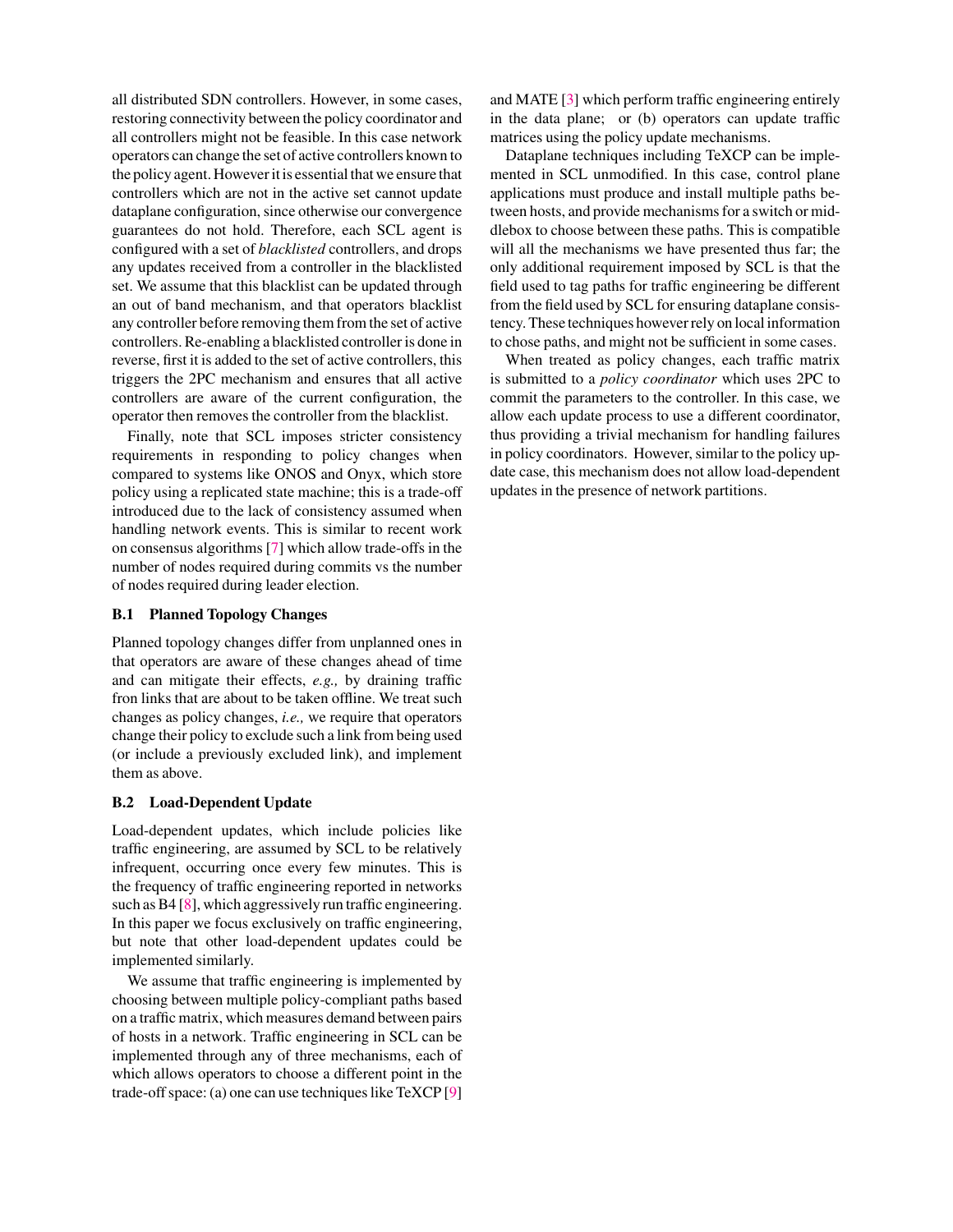all distributed SDN controllers. However, in some cases, restoring connectivity between the policy coordinator and all controllers might not be feasible. In this case network operators can change the set of active controllers known to the policy agent. However it is essential that we ensure that controllers which are not in the active set cannot update dataplane configuration, since otherwise our convergence guarantees do not hold. Therefore, each SCL agent is configured with a set of *blacklisted* controllers, and drops any updates received from a controller in the blacklisted set. We assume that this blacklist can be updated through an out of band mechanism, and that operators blacklist any controller before removing them from the set of active controllers. Re-enabling a blacklisted controller is done in reverse, first it is added to the set of active controllers, this triggers the 2PC mechanism and ensures that all active controllers are aware of the current configuration, the operator then removes the controller from the blacklist.

Finally, note that SCL imposes stricter consistency requirements in responding to policy changes when compared to systems like ONOS and Onyx, which store policy using a replicated state machine; this is a trade-off introduced due to the lack of consistency assumed when handling network events. This is similar to recent work on consensus algorithms [7] which allow trade-offs in the number of nodes required during commits vs the number of nodes required during leader election.

### B.1 Planned Topology Changes

Planned topology changes differ from unplanned ones in that operators are aware of these changes ahead of time and can mitigate their effects, *e.g.,* by draining traffic fron links that are about to be taken offline. We treat such changes as policy changes, *i.e.,* we require that operators change their policy to exclude such a link from being used (or include a previously excluded link), and implement them as above.

### B.2 Load-Dependent Update

Load-dependent updates, which include policies like traffic engineering, are assumed by SCL to be relatively infrequent, occurring once every few minutes. This is the frequency of traffic engineering reported in networks such as B4 [8], which aggressively run traffic engineering. In this paper we focus exclusively on traffic engineering, but note that other load-dependent updates could be implemented similarly.

We assume that traffic engineering is implemented by choosing between multiple policy-compliant paths based on a traffic matrix, which measures demand between pairs of hosts in a network. Traffic engineering in SCL can be implemented through any of three mechanisms, each of which allows operators to choose a different point in the trade-off space: (a) one can use techniques like TeXCP [9] and MATE [3] which perform traffic engineering entirely in the data plane; or (b) operators can update traffic matrices using the policy update mechanisms.

Dataplane techniques including TeXCP can be implemented in SCL unmodified. In this case, control plane applications must produce and install multiple paths between hosts, and provide mechanisms for a switch or middlebox to choose between these paths. This is compatible will all the mechanisms we have presented thus far; the only additional requirement imposed by SCL is that the field used to tag paths for traffic engineering be different from the field used by SCL for ensuring dataplane consistency. These techniques however rely on local information to chose paths, and might not be sufficient in some cases.

When treated as policy changes, each traffic matrix is submitted to a *policy coordinator* which uses 2PC to commit the parameters to the controller. In this case, we allow each update process to use a different coordinator, thus providing a trivial mechanism for handling failures in policy coordinators. However, similar to the policy update case, this mechanism does not allow load-dependent updates in the presence of network partitions.